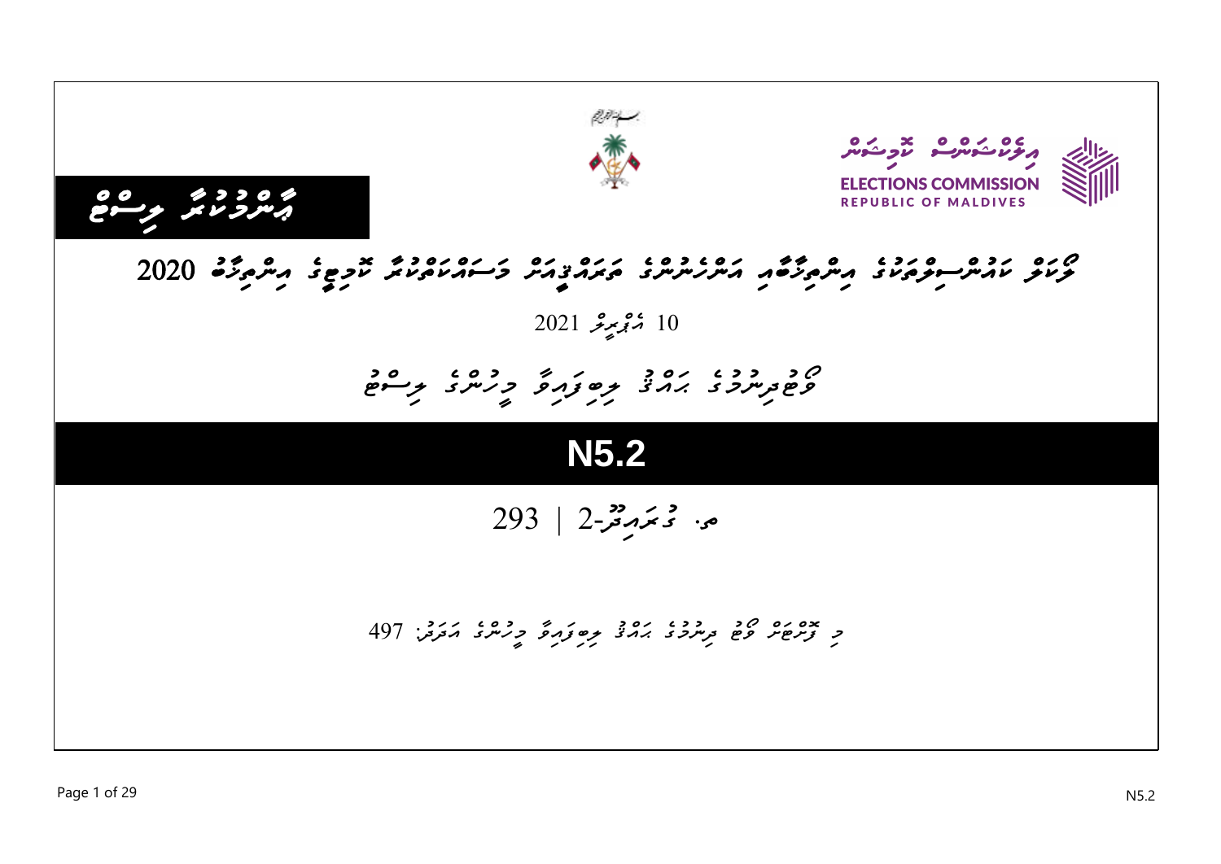އިލެކްޝަންސް ކޮމިޝަން

ELECTIONS COMMISSION
REPUBLIC OF MALDIVES

އާންމުކުރާ ލިސްޓް

# ލޯކަލް ކައުންސިލްތަކުގެ އިންތިޚާބާއި އަންހެނުންގެ ތަރައްޤީއަށް މަސައްކަތްކުރާ ކޮމިޓީގެ އިންތިޚާބު 2020

10 އެޕްރީލް 2021

## ވޯޓުދިނުމުގެ ހައްޤު ލިބިފައިވާ މީހުންގެ ލިސްޓު

# N5.2

## ރ. މުރައިދޫ-2 | 293

މި ފޮށްޓަން ވޯޓު ދިނުމުގެ ހައްޤު ލިބިފައިވާ މީހުންގެ އަދަދު: 497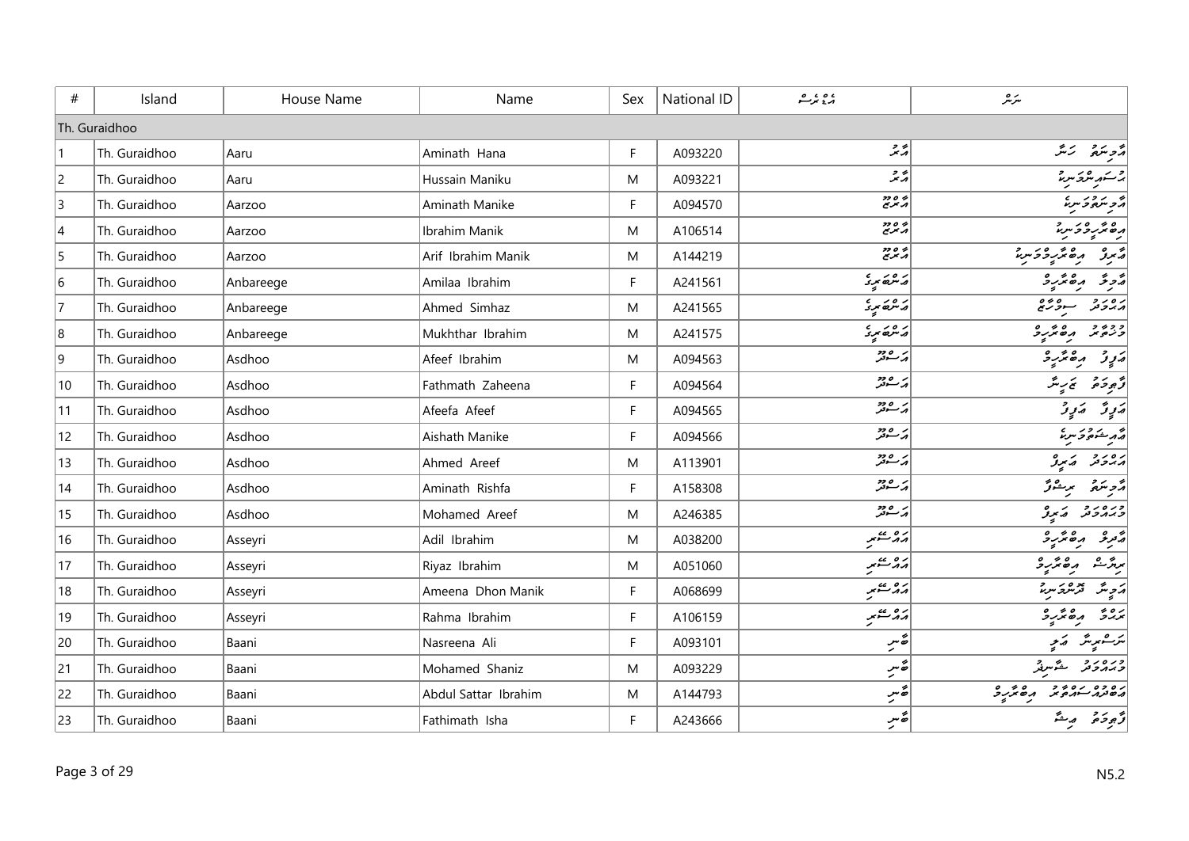| # | Island | House Name | Name | Sex | National ID | ގެއުގެ ނަން | ނަން |
|---|---|---|---|---|---|---|---|
| Th. Guraidhoo | | | | | | | |
| 1 | Th. Guraidhoo | Aaru | Aminath Hana | F | A093220 | އާރު | އާމިނަތު ހަނާ |
| 2 | Th. Guraidhoo | Aaru | Hussain Maniku | M | A093221 | އާރު | ހުސައިންމަނިކު |
| 3 | Th. Guraidhoo | Aarzoo | Aminath Manike | F | A094570 | އާރޒޫ | އާމިނަތުމަނިކެ |
| 4 | Th. Guraidhoo | Aarzoo | Ibrahim Manik | M | A106514 | އާރޒޫ | އިބްރާހިމްމަނިކު |
| 5 | Th. Guraidhoo | Aarzoo | Arif Ibrahim Manik | M | A144219 | އާރޒޫ | އާރިފް އިބްރާހިމްމަނިކު |
| 6 | Th. Guraidhoo | Anbareege | Amilaa Ibrahim | F | A241561 | އަންބަރީގެ | އާމިލާ އިބްރާހިމް |
| 7 | Th. Guraidhoo | Anbareege | Ahmed Simhaz | M | A241565 | އަންބަރީގެ | އަޙްމަދު ސިމްހާޒް |
| 8 | Th. Guraidhoo | Anbareege | Mukhthar Ibrahim | M | A241575 | އަންބަރީގެ | މުޚްތާރު އިބްރާހިމް |
| 9 | Th. Guraidhoo | Asdhoo | Afeef Ibrahim | M | A094563 | އަސްދޫ | އަފީފު އިބްރާހިމް |
| 10 | Th. Guraidhoo | Asdhoo | Fathmath Zaheena | F | A094564 | އަސްދޫ | ފާތިމަތު ޒަހީނާ |
| 11 | Th. Guraidhoo | Asdhoo | Afeefa Afeef | F | A094565 | އަސްދޫ | އަފީފާ އަފީފު |
| 12 | Th. Guraidhoo | Asdhoo | Aishath Manike | F | A094566 | އަސްދޫ | އައިޝަތުމަނިކެ |
| 13 | Th. Guraidhoo | Asdhoo | Ahmed Areef | M | A113901 | އަސްދޫ | އަޙްމަދު އަރީފު |
| 14 | Th. Guraidhoo | Asdhoo | Aminath Rishfa | F | A158308 | އަސްދޫ | އާމިނަތު ރިޝްފާ |
| 15 | Th. Guraidhoo | Asdhoo | Mohamed Areef | M | A246385 | އަސްދޫ | މުޙައްމަދު އަރީފު |
| 16 | Th. Guraidhoo | Asseyri | Adil Ibrahim | M | A038200 | އައްސޭރި | އާދިލް އިބްރާހިމް |
| 17 | Th. Guraidhoo | Asseyri | Riyaz Ibrahim | M | A051060 | އައްސޭރި | ރިޔާޒް އިބްރާހިމް |
| 18 | Th. Guraidhoo | Asseyri | Ameena Dhon Manik | F | A068699 | އައްސޭރި | އަމީނާ ދޮންމަނިކު |
| 19 | Th. Guraidhoo | Asseyri | Rahma Ibrahim | F | A106159 | އައްސޭރި | ރަޙްމާ އިބްރާހިމް |
| 20 | Th. Guraidhoo | Baani | Nasreena Ali | F | A093101 | ބާނި | ނަސްރީނާ އަލި |
| 21 | Th. Guraidhoo | Baani | Mohamed Shaniz | M | A093229 | ބާނި | މުޙައްމަދު ޝާނިޒު |
| 22 | Th. Guraidhoo | Baani | Abdul Sattar Ibrahim | M | A144793 | ބާނި | އަބްދުލްސައްތާރު އިބްރާހިމް |
| 23 | Th. Guraidhoo | Baani | Fathimath Isha | F | A243666 | ބާނި | ފާތިމަތު އިޝާ |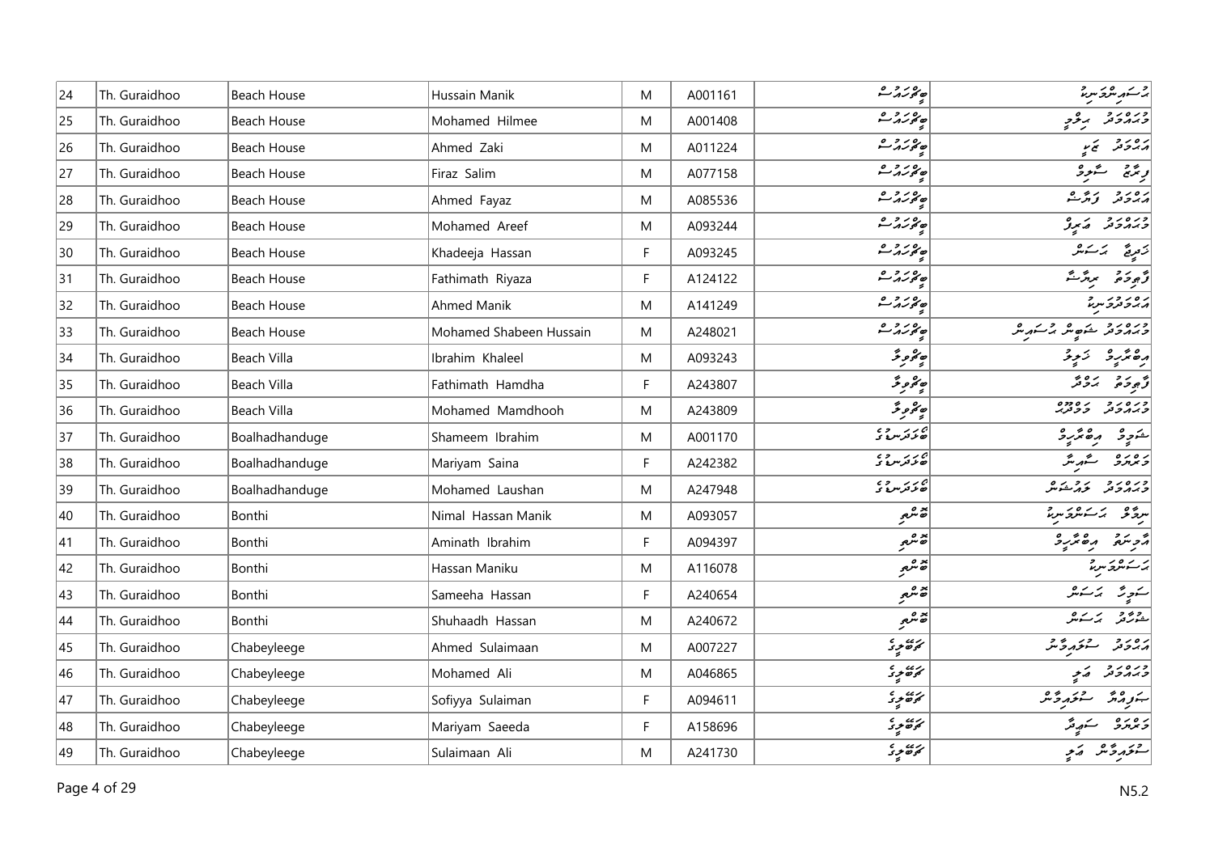| 24 | Th. Guraidhoo | Beach House | Hussain Manik | M | A001161 | ޗޯޗުހައުސް | ހުސައިންމާނިކު |
|---|---|---|---|---|---|---|---|
| 25 | Th. Guraidhoo | Beach House | Mohamed Hilmee | M | A001408 | ބީޗްހައުސް | މުހައްމަދު ހިލްމީ |
| 26 | Th. Guraidhoo | Beach House | Ahmed Zaki | M | A011224 | ބީޗްހައުސް | އަހުމަދު ޒަކީ |
| 27 | Th. Guraidhoo | Beach House | Firaz Salim | M | A077158 | ބީޗްހައުސް | ފިރާޒް ސާލިމް |
| 28 | Th. Guraidhoo | Beach House | Ahmed Fayaz | M | A085536 | ބީޗްހައުސް | އަހުމަދު ފައްޔާޒް |
| 29 | Th. Guraidhoo | Beach House | Mohamed Areef | M | A093244 | ބީޗްހައުސް | މުހައްމަދު އަރީފް |
| 30 | Th. Guraidhoo | Beach House | Khadeeja Hassan | F | A093245 | ބީޗްހައުސް | ހަދީޖާ ހަސަން |
| 31 | Th. Guraidhoo | Beach House | Fathimath Riyaza | F | A124122 | ބީޗްހައުސް | ފާތިމަތު ރިޔާޒާ |
| 32 | Th. Guraidhoo | Beach House | Ahmed Manik | M | A141249 | ބީޗްހައުސް | އަހުމަދުމާނިކު |
| 33 | Th. Guraidhoo | Beach House | Mohamed Shabeen Hussain | M | A248021 | ބީޗްހައުސް | މުހައްމަދު ޝަބީން ހުސައިން |
| 34 | Th. Guraidhoo | Beach Villa | Ibrahim Khaleel | M | A093243 | ބީޗްވިލާ | އިބްރާހީމް ޚަލީލް |
| 35 | Th. Guraidhoo | Beach Villa | Fathimath Hamdha | F | A243807 | ބީޗްވިލާ | ފާތިމަތު ހަމްދާ |
| 36 | Th. Guraidhoo | Beach Villa | Mohamed Mamdhooh | M | A243809 | ބީޗްވިލާ | މުހައްމަދު މަމްދޫހު |
| 37 | Th. Guraidhoo | Boalhadhanduge | Shameem Ibrahim | M | A001170 | ބޯޅަދަނޑުގެ | ޝަމީމް އިބްރާހީމް |
| 38 | Th. Guraidhoo | Boalhadhanduge | Mariyam Saina | F | A242382 | ބޯޅަދަނޑުގެ | މަރިޔަމް ސާއިނާ |
| 39 | Th. Guraidhoo | Boalhadhanduge | Mohamed Laushan | M | A247948 | ބޯޅަދަނޑުގެ | މުހައްމަދު ލައުޝަން |
| 40 | Th. Guraidhoo | Bonthi | Nimal Hassan Manik | M | A093057 | ބޮންތި | ނިމާލް ހަސަންމާނިކު |
| 41 | Th. Guraidhoo | Bonthi | Aminath Ibrahim | F | A094397 | ބޮންތި | އާމިނަތު އިބްރާހީމް |
| 42 | Th. Guraidhoo | Bonthi | Hassan Maniku | M | A116078 | ބޮންތި | ހަސަންމަނިކު |
| 43 | Th. Guraidhoo | Bonthi | Sameeha Hassan | F | A240654 | ބޮންތި | ސަމީހާ ހަސަން |
| 44 | Th. Guraidhoo | Bonthi | Shuhaadh Hassan | M | A240672 | ބޮންތި | ޝުހާދު ހަސަން |
| 45 | Th. Guraidhoo | Chabeyleege | Ahmed Sulaimaan | M | A007227 | ޗަބޭލީގެ | އަހުމަދު ސުލައިމާން |
| 46 | Th. Guraidhoo | Chabeyleege | Mohamed Ali | M | A046865 | ޗަބޭލީގެ | މުހައްމަދު އަލި |
| 47 | Th. Guraidhoo | Chabeyleege | Sofiyya Sulaiman | F | A094611 | ޗަބޭލީގެ | ސޯފިއްޔާ ސުލައިމާން |
| 48 | Th. Guraidhoo | Chabeyleege | Mariyam Saeeda | F | A158696 | ޗަބޭލީގެ | މަރިޔަމް ސައީދާ |
| 49 | Th. Guraidhoo | Chabeyleege | Sulaimaan Ali | M | A241730 | ޗަބޭލީގެ | ސުލައިމާން އަލި |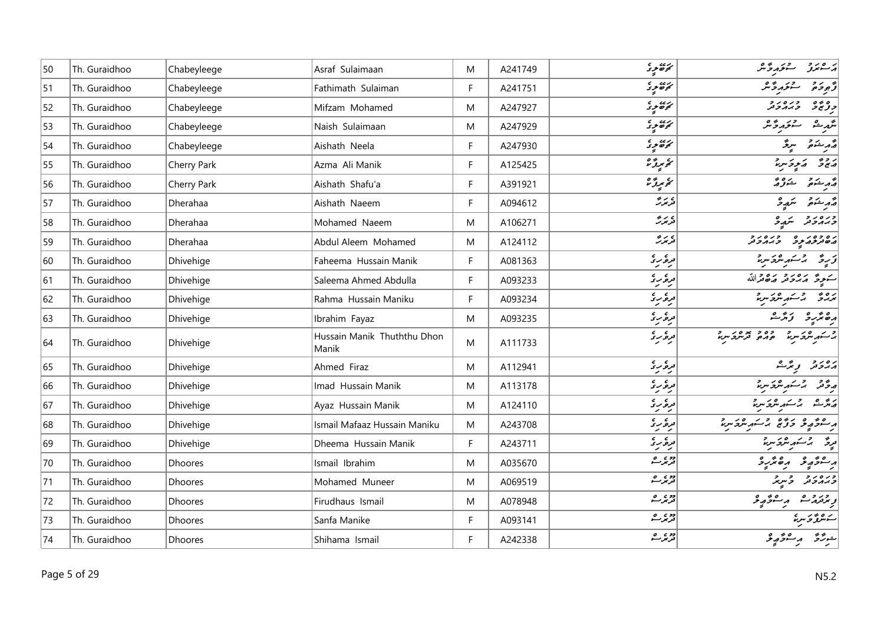| 50 | Th. Guraidhoo | Chabeyleege | Asraf Sulaimaan | M | A241749 | ކަބޭލީގެ | އަސްރަފް ސުލައިމާން |
|---|---|---|---|---|---|---|---|
| 51 | Th. Guraidhoo | Chabeyleege | Fathimath Sulaiman | F | A241751 | ކަބޭލީގެ | ފާތިމަތު ސުލައިމާން |
| 52 | Th. Guraidhoo | Chabeyleege | Mifzam Mohamed | M | A247927 | ކަބޭލީގެ | މިފްޒާމް މުހައްމަދު |
| 53 | Th. Guraidhoo | Chabeyleege | Naish Sulaimaan | M | A247929 | ކަބޭލީގެ | ނާއިޝް ސުލައިމާން |
| 54 | Th. Guraidhoo | Chabeyleege | Aishath Neela | F | A247930 | ކަބޭލީގެ | އާއިޝަތު ނީލާ |
| 55 | Th. Guraidhoo | Cherry Park | Azma Ali Manik | F | A125425 | ޗެރީޕާކް | އަޒްމާ އަލީމަނިކު |
| 56 | Th. Guraidhoo | Cherry Park | Aishath Shafu'a | F | A391921 | ޗެރީޕާކް | އާއިޝަތު ޝަފްއާ |
| 57 | Th. Guraidhoo | Dherahaa | Aishath Naeem | F | A094612 | ދެރަހާ | އާއިޝަތު ނައީމް |
| 58 | Th. Guraidhoo | Dherahaa | Mohamed Naeem | M | A106271 | ދެރަހާ | މުހައްމަދު ނައީމް |
| 59 | Th. Guraidhoo | Dherahaa | Abdul Aleem Mohamed | M | A124112 | ދެރަހާ | އަބްދުލްއަލީމް މުހައްމަދު |
| 60 | Th. Guraidhoo | Dhivehige | Faheema Hussain Manik | F | A081363 | ދިވެހިގެ | ފަހީމާ ހުސައިންމަނިކު |
| 61 | Th. Guraidhoo | Dhivehige | Saleema Ahmed Abdulla | F | A093233 | ދިވެހިގެ | ސަލީމާ އަހްމަދު އަބްދުﷲ |
| 62 | Th. Guraidhoo | Dhivehige | Rahma Hussain Maniku | F | A093234 | ދިވެހިގެ | ރަހްމާ ހުސައިންމަނިކު |
| 63 | Th. Guraidhoo | Dhivehige | Ibrahim Fayaz | M | A093235 | ދިވެހިގެ | އިބްރާހީމް ފަޔާޒް |
| 64 | Th. Guraidhoo | Dhivehige | Hussain Manik Thuththu Dhon Manik | M | A111733 | ދިވެހިގެ | ހުސައިންމަނިކު ތުއްތު ދޮންމަނިކު |
| 65 | Th. Guraidhoo | Dhivehige | Ahmed Firaz | M | A112941 | ދިވެހިގެ | އަހްމަދު ފިރާޒް |
| 66 | Th. Guraidhoo | Dhivehige | Imad Hussain Manik | M | A113178 | ދިވެހިގެ | އިމާދު ހުސައިންމަނިކު |
| 67 | Th. Guraidhoo | Dhivehige | Ayaz Hussain Manik | M | A124110 | ދިވެހިގެ | އަޔާޒް ހުސައިންމަނިކު |
| 68 | Th. Guraidhoo | Dhivehige | Ismail Mafaaz Hussain Maniku | M | A243708 | ދިވެހިގެ | އިސްމާއީލް މަފާޒް ހުސައިންމަނިކު |
| 69 | Th. Guraidhoo | Dhivehige | Dheema Hussain Manik | F | A243711 | ދިވެހިގެ | ދީމާ ހުސައިންމަނިކު |
| 70 | Th. Guraidhoo | Dhoores | Ismail Ibrahim | M | A035670 | ދޫރެސް | އިސްމާއީލް އިބްރާހީމް |
| 71 | Th. Guraidhoo | Dhoores | Mohamed Muneer | M | A069519 | ދޫރެސް | މުހައްމަދު މުނީރު |
| 72 | Th. Guraidhoo | Dhoores | Firudhaus Ismail | M | A078948 | ދޫރެސް | ފިރުދައުސް އިސްމާއީލް |
| 73 | Th. Guraidhoo | Dhoores | Sanfa Manike | F | A093141 | ދޫރެސް | ސަންފާމަނިކެ |
| 74 | Th. Guraidhoo | Dhoores | Shihama Ismail | F | A242338 | ދޫރެސް | ޝިހާމާ އިސްމާއީލް |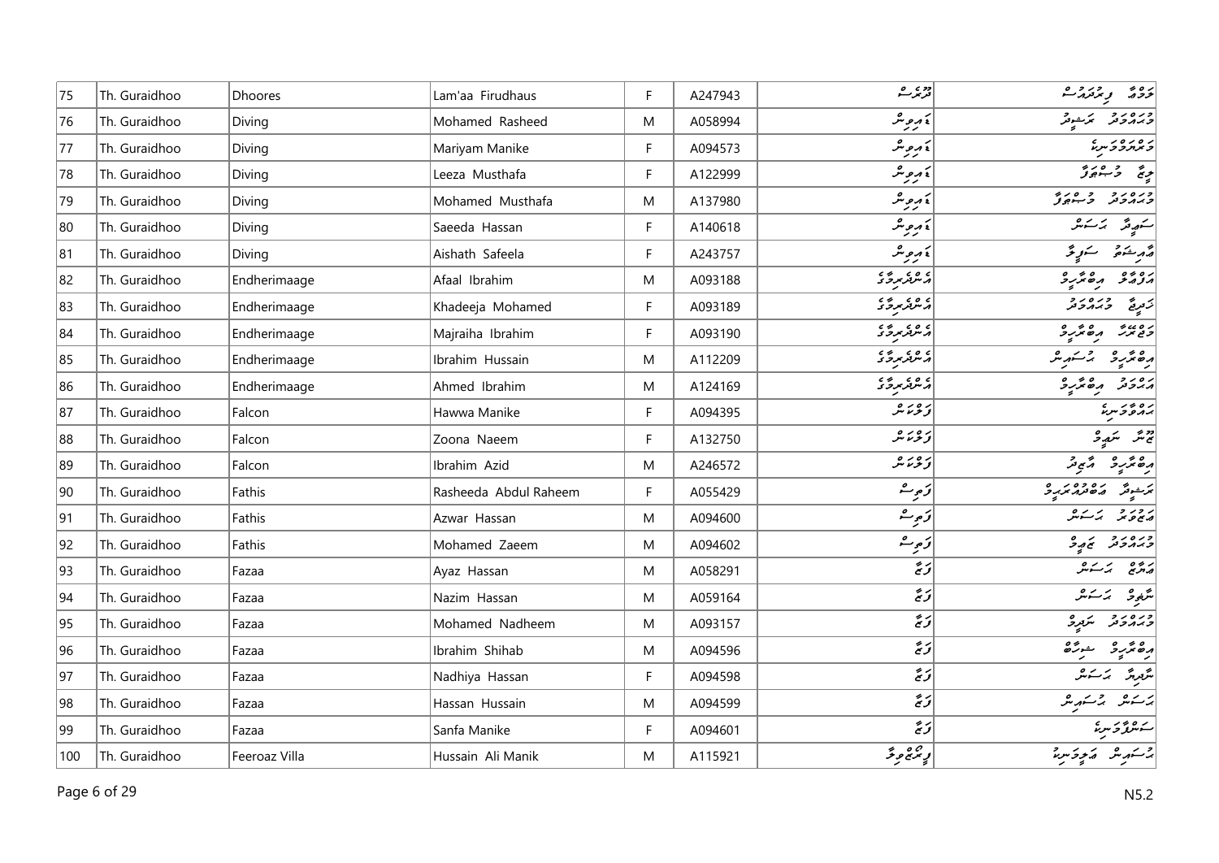| 75 | Th. Guraidhoo | Dhoores | Lam'aa Firudhaus | F | A247943 | ދޫރެސް | ލަމްޢާ ފިރުދައުސް |
|---|---|---|---|---|---|---|---|
| 76 | Th. Guraidhoo | Diving | Mohamed Rasheed | M | A058994 | ޑައިވިންގ | މުހައްމަދު ރަޝީދު |
| 77 | Th. Guraidhoo | Diving | Mariyam Manike | F | A094573 | ޑައިވިންގ | މަރިޔަމް މަނިކެ |
| 78 | Th. Guraidhoo | Diving | Leeza Musthafa | F | A122999 | ޑައިވިންގ | ލީޒާ މުސްތަފާ |
| 79 | Th. Guraidhoo | Diving | Mohamed Musthafa | M | A137980 | ޑައިވިންގ | މުހައްމަދު މުސްތަފާ |
| 80 | Th. Guraidhoo | Diving | Saeeda Hassan | F | A140618 | ޑައިވިންގ | ސައީދާ ހަސަން |
| 81 | Th. Guraidhoo | Diving | Aishath Safeela | F | A243757 | ޑައިވިންގ | އައިޝަތު ސަފީލާ |
| 82 | Th. Guraidhoo | Endherimaage | Afaal Ibrahim | M | A093188 | އެންދެރިމާގެ | އަފްޢާލް އިބްރާހިމް |
| 83 | Th. Guraidhoo | Endherimaage | Khadeeja Mohamed | F | A093189 | އެންދެރިމާގެ | ޚަދީޖާ މުހައްމަދު |
| 84 | Th. Guraidhoo | Endherimaage | Majraiha Ibrahim | F | A093190 | އެންދެރިމާގެ | މަޖްރައިހާ އިބްރާހިމް |
| 85 | Th. Guraidhoo | Endherimaage | Ibrahim Hussain | M | A112209 | އެންދެރިމާގެ | އިބްރާހިމް ހުސައިން |
| 86 | Th. Guraidhoo | Endherimaage | Ahmed Ibrahim | M | A124169 | އެންދެރިމާގެ | އަހްމަދު އިބްރާހިމް |
| 87 | Th. Guraidhoo | Falcon | Hawwa Manike | F | A094395 | ފަލްކަން | ހައްވާމަނިކެ |
| 88 | Th. Guraidhoo | Falcon | Zoona Naeem | F | A132750 | ފަލްކަން | ޒޫނާ ނަޢީމް |
| 89 | Th. Guraidhoo | Falcon | Ibrahim Azid | M | A246572 | ފަލްކަން | އިބްރާހިމް އާޒިދު |
| 90 | Th. Guraidhoo | Fathis | Rasheeda Abdul Raheem | F | A055429 | ފަތިސް | ރަޝީދާ އަބްދުއްރަޙީމް |
| 91 | Th. Guraidhoo | Fathis | Azwar Hassan | M | A094600 | ފަތިސް | އަޒްވަރު ހަސަން |
| 92 | Th. Guraidhoo | Fathis | Mohamed Zaeem | M | A094602 | ފަތިސް | މުހައްމަދު ޒަޢީމް |
| 93 | Th. Guraidhoo | Fazaa | Ayaz Hassan | M | A058291 | ފަޒާ | އަޔާޒް ހަސަން |
| 94 | Th. Guraidhoo | Fazaa | Nazim Hassan | M | A059164 | ފަޒާ | ނާޒިމް ހަސަން |
| 95 | Th. Guraidhoo | Fazaa | Mohamed Nadheem | M | A093157 | ފަޒާ | މުހައްމަދު ނަދީމް |
| 96 | Th. Guraidhoo | Fazaa | Ibrahim Shihab | M | A094596 | ފަޒާ | އިބްރާހިމް ޝިހާބް |
| 97 | Th. Guraidhoo | Fazaa | Nadhiya Hassan | F | A094598 | ފަޒާ | ނާދިޔާ ހަސަން |
| 98 | Th. Guraidhoo | Fazaa | Hassan Hussain | M | A094599 | ފަޒާ | ހަސަން ހުސައިން |
| 99 | Th. Guraidhoo | Fazaa | Sanfa Manike | F | A094601 | ފަޒާ | ސަންފާމަނިކެ |
| 100 | Th. Guraidhoo | Feeroaz Villa | Hussain Ali Manik | M | A115921 | ފީރޯޒްވިލާ | ހުސައިން އަލިމަނިކު |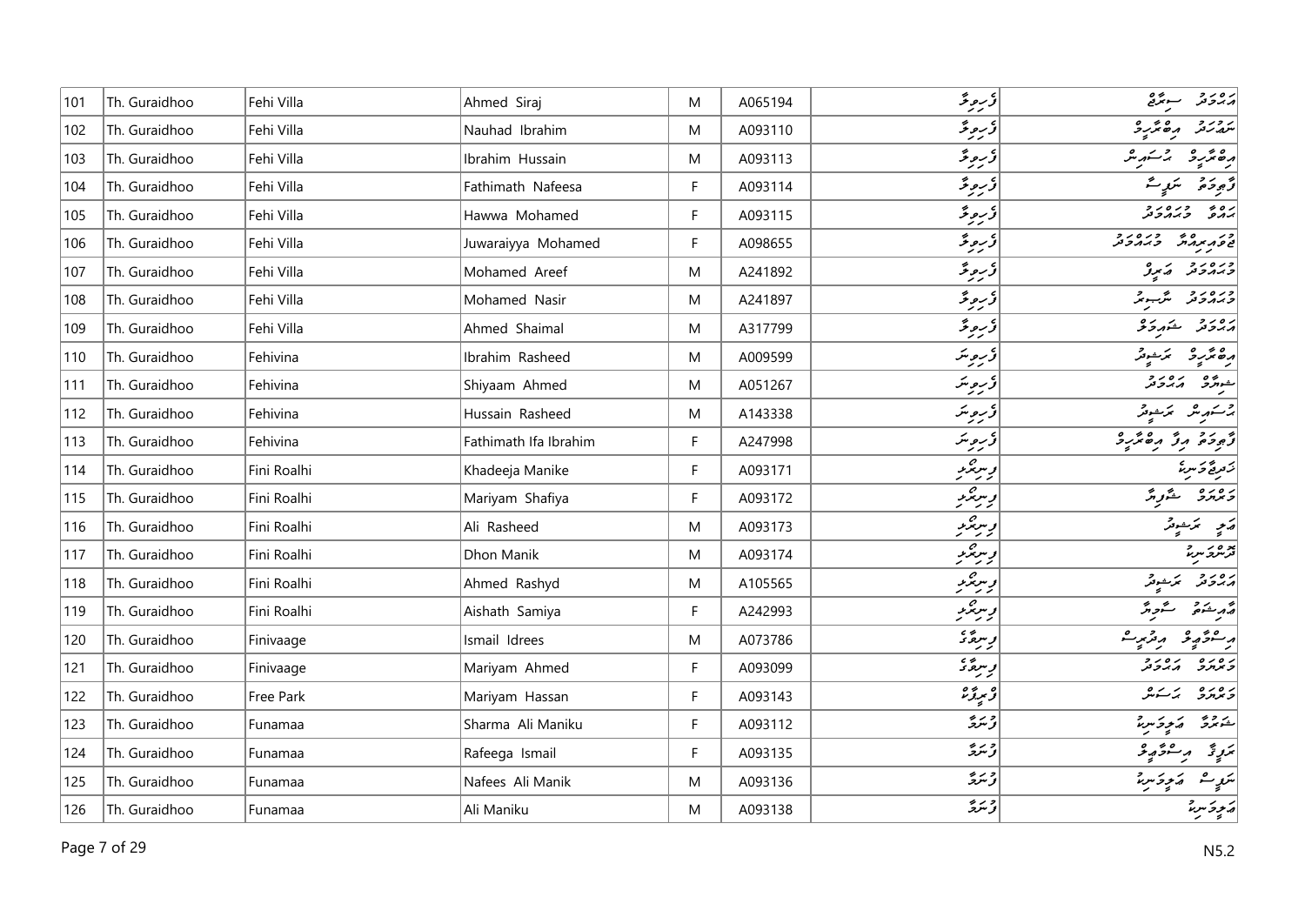| 101 | Th. Guraidhoo | Fehi Villa | Ahmed Siraj | M | A065194 | ފެހިވިލާ | އަހްމަދު ސިރާޖު |
|---|---|---|---|---|---|---|---|
| 102 | Th. Guraidhoo | Fehi Villa | Nauhad Ibrahim | M | A093110 | ފެހިވިލާ | ނައުހަދު އިބްރާހީމް |
| 103 | Th. Guraidhoo | Fehi Villa | Ibrahim Hussain | M | A093113 | ފެހިވިލާ | އިބްރާހީމް ހުސައިން |
| 104 | Th. Guraidhoo | Fehi Villa | Fathimath Nafeesa | F | A093114 | ފެހިވިލާ | ފާތިމަތު ނަފީސާ |
| 105 | Th. Guraidhoo | Fehi Villa | Hawwa Mohamed | F | A093115 | ފެހިވިލާ | ހައްވާ މުހައްމަދު |
| 106 | Th. Guraidhoo | Fehi Villa | Juwaraiyya Mohamed | F | A098655 | ފެހިވިލާ | ޖުވަރައިއްޔާ މުހައްމަދު |
| 107 | Th. Guraidhoo | Fehi Villa | Mohamed Areef | M | A241892 | ފެހިވިލާ | މުހައްމަދު އަރީފް |
| 108 | Th. Guraidhoo | Fehi Villa | Mohamed Nasir | M | A241897 | ފެހިވިލާ | މުހައްމަދު ނާސިރު |
| 109 | Th. Guraidhoo | Fehi Villa | Ahmed Shaimal | M | A317799 | ފެހިވިލާ | އަހްމަދު ޝައިމަލް |
| 110 | Th. Guraidhoo | Fehivina | Ibrahim Rasheed | M | A009599 | ފެހިވިނަ | އިބްރާހީމް ރަޝީދު |
| 111 | Th. Guraidhoo | Fehivina | Shiyaam Ahmed | M | A051267 | ފެހިވިނަ | ޝިޔާމް އަހްމަދު |
| 112 | Th. Guraidhoo | Fehivina | Hussain Rasheed | M | A143338 | ފެހިވިނަ | ހުސައިން ރަޝީދު |
| 113 | Th. Guraidhoo | Fehivina | Fathimath Ifa Ibrahim | F | A247998 | ފެހިވިނަ | ފާތިމަތު އިފާ އިބްރާހީމް |
| 114 | Th. Guraidhoo | Fini Roalhi | Khadeeja Manike | F | A093171 | ފިނިރޯޅި | ޚަދީޖާމަނިކެ |
| 115 | Th. Guraidhoo | Fini Roalhi | Mariyam Shafiya | F | A093172 | ފިނިރޯޅި | މަރިޔަމް ޝާފިޔާ |
| 116 | Th. Guraidhoo | Fini Roalhi | Ali Rasheed | M | A093173 | ފިނިރޯޅި | އަލި ރަޝީދު |
| 117 | Th. Guraidhoo | Fini Roalhi | Dhon Manik | M | A093174 | ފިނިރޯޅި | ދޮންމަނިކު |
| 118 | Th. Guraidhoo | Fini Roalhi | Ahmed Rashyd | M | A105565 | ފިނިރޯޅި | އަހްމަދު ރަޝީދު |
| 119 | Th. Guraidhoo | Fini Roalhi | Aishath Samiya | F | A242993 | ފިނިރޯޅި | އައިޝަތު ސާމިޔާ |
| 120 | Th. Guraidhoo | Finivaage | Ismail Idrees | M | A073786 | ފިނިވާގެ | އިސްމާއިލް އިދުރީސް |
| 121 | Th. Guraidhoo | Finivaage | Mariyam Ahmed | F | A093099 | ފިނިވާގެ | މަރިޔަމް އަހްމަދު |
| 122 | Th. Guraidhoo | Free Park | Mariyam Hassan | F | A093143 | ފްރީޕާކް | މަރިޔަމް ހަސަން |
| 123 | Th. Guraidhoo | Funamaa | Sharma Ali Maniku | F | A093112 | ފުނަމާ | ޝަރުމާ އަލިމަނިކު |
| 124 | Th. Guraidhoo | Funamaa | Rafeega Ismail | F | A093135 | ފުނަމާ | ރަފީގާ އިސްމާއިލް |
| 125 | Th. Guraidhoo | Funamaa | Nafees Ali Manik | M | A093136 | ފުނަމާ | ނަފީސް އަލިމަނިކު |
| 126 | Th. Guraidhoo | Funamaa | Ali Maniku | M | A093138 | ފުނަމާ | އަލިމަނިކު |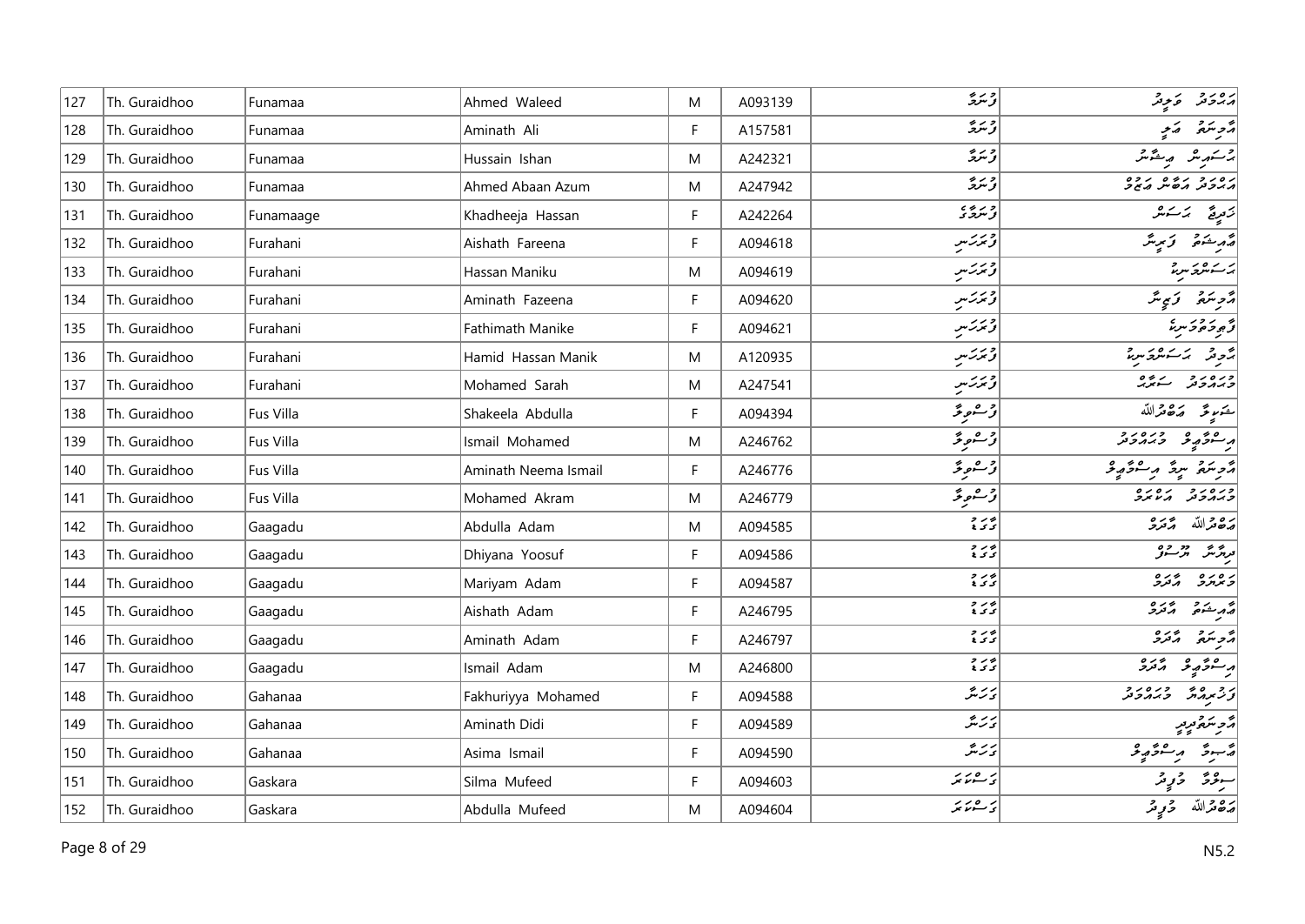| 127 | Th. Guraidhoo | Funamaa | Ahmed Waleed | M | A093139 | ފުނަމާ | އަޙްމަދު ވަލީދު |
|---|---|---|---|---|---|---|---|
| 128 | Th. Guraidhoo | Funamaa | Aminath Ali | F | A157581 | ފުނަމާ | އާމިނަތު އަލި |
| 129 | Th. Guraidhoo | Funamaa | Hussain Ishan | M | A242321 | ފުނަމާ | ހުސައިން އިޝާން |
| 130 | Th. Guraidhoo | Funamaa | Ahmed Abaan Azum | M | A247942 | ފުނަމާ | އަޙްމަދު އަބާން އަޒުމް |
| 131 | Th. Guraidhoo | Funamaage | Khadheeja Hassan | F | A242264 | ފުނަމާގެ | ޚަދީޖާ ހަސަން |
| 132 | Th. Guraidhoo | Furahani | Aishath Fareena | F | A094618 | ފުރަހަނި | އާއިޝަތު ފަރީނާ |
| 133 | Th. Guraidhoo | Furahani | Hassan Maniku | M | A094619 | ފުރަހަނި | ހަސަންމަނިކު |
| 134 | Th. Guraidhoo | Furahani | Aminath Fazeena | F | A094620 | ފުރަހަނި | އާމިނަތު ފަޒީނާ |
| 135 | Th. Guraidhoo | Furahani | Fathimath Manike | F | A094621 | ފުރަހަނި | ފާތިމަތުމަނިކެ |
| 136 | Th. Guraidhoo | Furahani | Hamid Hassan Manik | M | A120935 | ފުރަހަނި | ހާމިދު ހަސަންމަނިކު |
| 137 | Th. Guraidhoo | Furahani | Mohamed Sarah | M | A247541 | ފުރަހަނި | މުޙައްމަދު ސަރަހް |
| 138 | Th. Guraidhoo | Fus Villa | Shakeela Abdulla | F | A094394 | ފުސްވިލާ | ޝަކީލާ އަބްދުﷲ |
| 139 | Th. Guraidhoo | Fus Villa | Ismail Mohamed | M | A246762 | ފުސްވިލާ | އިސްމާއީލް މުޙައްމަދު |
| 140 | Th. Guraidhoo | Fus Villa | Aminath Neema Ismail | F | A246776 | ފުސްވިލާ | އާމިނަތު ނީމާ އިސްމާއީލް |
| 141 | Th. Guraidhoo | Fus Villa | Mohamed Akram | M | A246779 | ފުސްވިލާ | މުޙައްމަދު އަކްރަމް |
| 142 | Th. Guraidhoo | Gaagadu | Abdulla Adam | M | A094585 | ގާގަދު | އަބްދުﷲ އާދަމް |
| 143 | Th. Guraidhoo | Gaagadu | Dhiyana Yoosuf | F | A094586 | ގާގަދު | ދިޔާނާ ޔޫސުފް |
| 144 | Th. Guraidhoo | Gaagadu | Mariyam Adam | F | A094587 | ގާގަދު | މަރިޔަމް އާދަމް |
| 145 | Th. Guraidhoo | Gaagadu | Aishath Adam | F | A246795 | ގާގަދު | އާއިޝަތު އާދަމް |
| 146 | Th. Guraidhoo | Gaagadu | Aminath Adam | F | A246797 | ގާގަދު | އާމިނަތު އާދަމް |
| 147 | Th. Guraidhoo | Gaagadu | Ismail Adam | M | A246800 | ގާގަދު | އިސްމާއީލް އާދަމް |
| 148 | Th. Guraidhoo | Gahanaa | Fakhuriyya Mohamed | F | A094588 | ގަހަނާ | ފަޚުރިއްޔާ މުޙައްމަދު |
| 149 | Th. Guraidhoo | Gahanaa | Aminath Didi | F | A094589 | ގަހަނާ | އާމިނަތުދީދީ |
| 150 | Th. Guraidhoo | Gahanaa | Asima Ismail | F | A094590 | ގަހަނާ | އާސިމާ އިސްމާއީލް |
| 151 | Th. Guraidhoo | Gaskara | Silma Mufeed | F | A094603 | ގަސްކަރަ | ސިލްމާ މުފީދު |
| 152 | Th. Guraidhoo | Gaskara | Abdulla Mufeed | M | A094604 | ގަސްކަރަ | އަބްދުﷲ މުފީދު |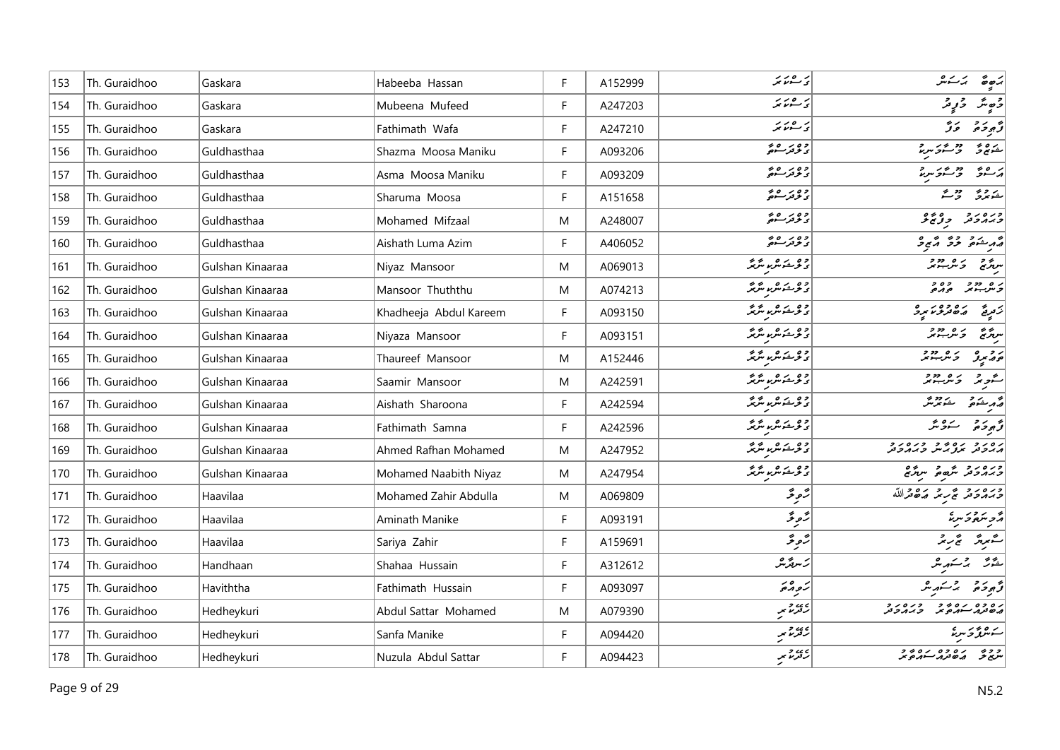| 153 | Th. Guraidhoo | Gaskara | Habeeba Hassan | F | A152999 | ގަސްކަރަ | ހަބީބާ ހަސަން |
|---|---|---|---|---|---|---|---|
| 154 | Th. Guraidhoo | Gaskara | Mubeena Mufeed | F | A247203 | ގަސްކަރަ | މުބީނާ މުފީދު |
| 155 | Th. Guraidhoo | Gaskara | Fathimath Wafa | F | A247210 | ގަސްކަރަ | ފާތިމަތު ވަފާ |
| 156 | Th. Guraidhoo | Guldhasthaa | Shazma Moosa Maniku | F | A093206 | ގުލްދަސްތާ | ޝަޒްމާ މޫސާމަނިކު |
| 157 | Th. Guraidhoo | Guldhasthaa | Asma Moosa Maniku | F | A093209 | ގުލްދަސްތާ | އަސްމާ މޫސާމަނިކު |
| 158 | Th. Guraidhoo | Guldhasthaa | Sharuma Moosa | F | A151658 | ގުލްދަސްތާ | ޝަރުމާ މޫސާ |
| 159 | Th. Guraidhoo | Guldhasthaa | Mohamed Mifzaal | M | A248007 | ގުލްދަސްތާ | މުހައްމަދު މިފްޒާލް |
| 160 | Th. Guraidhoo | Guldhasthaa | Aishath Luma Azim | F | A406052 | ގުލްދަސްތާ | އާއިޝަތު ލުމާ އާޒިމް |
| 161 | Th. Guraidhoo | Gulshan Kinaaraa | Niyaz Mansoor | M | A069013 | ގުލްޝަންކިނާރާ | ނިޔާޒު މަންސޫރު |
| 162 | Th. Guraidhoo | Gulshan Kinaaraa | Mansoor Thuththu | M | A074213 | ގުލްޝަންކިނާރާ | މަންސޫރު ތުއްތު |
| 163 | Th. Guraidhoo | Gulshan Kinaaraa | Khadheeja Abdul Kareem | F | A093150 | ގުލްޝަންކިނާރާ | ޚަދީޖާ އަބްދުލްކަރީމް |
| 164 | Th. Guraidhoo | Gulshan Kinaaraa | Niyaza Mansoor | F | A093151 | ގުލްޝަންކިނާރާ | ނިޔާޒާ މަންސޫރު |
| 165 | Th. Guraidhoo | Gulshan Kinaaraa | Thaureef Mansoor | M | A152446 | ގުލްޝަންކިނާރާ | ތައުރީފު މަންސޫރު |
| 166 | Th. Guraidhoo | Gulshan Kinaaraa | Saamir Mansoor | M | A242591 | ގުލްޝަންކިނާރާ | ސާމިރު މަންސޫރު |
| 167 | Th. Guraidhoo | Gulshan Kinaaraa | Aishath Sharoona | F | A242594 | ގުލްޝަންކިނާރާ | އާއިޝަތު ޝަރޫނާ |
| 168 | Th. Guraidhoo | Gulshan Kinaaraa | Fathimath Samna | F | A242596 | ގުލްޝަންކިނާރާ | ފާތިމަތު ސަމްނާ |
| 169 | Th. Guraidhoo | Gulshan Kinaaraa | Ahmed Rafhan Mohamed | M | A247952 | ގުލްޝަންކިނާރާ | އަހުމަދު ރަފްހާން މުހައްމަދު |
| 170 | Th. Guraidhoo | Gulshan Kinaaraa | Mohamed Naabith Niyaz | M | A247954 | ގުލްޝަންކިނާރާ | މުހައްމަދު ނާބިތު ނިޔާޒު |
| 171 | Th. Guraidhoo | Haavilaa | Mohamed Zahir Abdulla | M | A069809 | ހާވިލާ | މުހައްމަދު ޒާހިރު އަބްދުﷲ |
| 172 | Th. Guraidhoo | Haavilaa | Aminath Manike | F | A093191 | ހާވިލާ | އާމިނަތުމަނިކެ |
| 173 | Th. Guraidhoo | Haavilaa | Sariya Zahir | F | A159691 | ހާވިލާ | ސާރިޔާ ޒާހިރު |
| 174 | Th. Guraidhoo | Handhaan | Shahaa Hussain | F | A312612 | ހަނދާން | ޝަހާ ހުސައިން |
| 175 | Th. Guraidhoo | Haviththa | Fathimath Hussain | F | A093097 | ހަވިއްތަ | ފާތިމަތު ހުސައިން |
| 176 | Th. Guraidhoo | Hedheykuri | Abdul Sattar Mohamed | M | A079390 | ހެދޭކުރި | އަބްދުލްސައްތާރު މުހައްމަދު |
| 177 | Th. Guraidhoo | Hedheykuri | Sanfa Manike | F | A094420 | ހެދޭކުރި | ސަންފާމަނިކެ |
| 178 | Th. Guraidhoo | Hedheykuri | Nuzula Abdul Sattar | F | A094423 | ހެދޭކުރި | ނުޒުލާ އަބްދުލްސައްތާރު |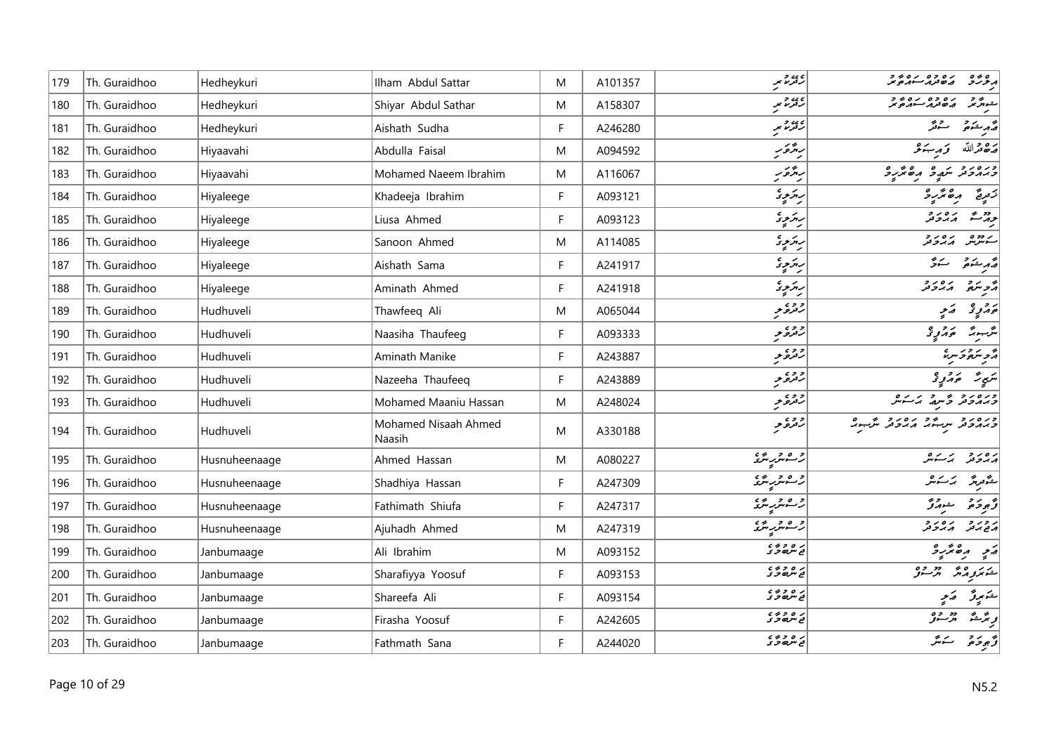| 179 | Th. Guraidhoo | Hedheykuri | Ilham Abdul Sattar | M | A101357 | ހެދޭކުރި | އިލްހާމް އަބްދުލްސައްތާރު |
|---|---|---|---|---|---|---|---|
| 180 | Th. Guraidhoo | Hedheykuri | Shiyar Abdul Sathar | M | A158307 | ހެދޭކުރި | ޝިޔާރު އަބްދުލްސައްތާރު |
| 181 | Th. Guraidhoo | Hedheykuri | Aishath Sudha | F | A246280 | ހެދޭކުރި | އާއިޝަތު ސުދާ |
| 182 | Th. Guraidhoo | Hiyaavahi | Abdulla Faisal | M | A094592 | ހިޔާވަހި | އަބްދުﷲ ފައިސަލް |
| 183 | Th. Guraidhoo | Hiyaavahi | Mohamed Naeem Ibrahim | M | A116067 | ހިޔާވަހި | މުހައްމަދު ނަޢީމް އިބްރާހީމް |
| 184 | Th. Guraidhoo | Hiyaleege | Khadeeja Ibrahim | F | A093121 | ހިޔަލީގެ | ޚަދީޖާ އިބްރާހީމް |
| 185 | Th. Guraidhoo | Hiyaleege | Liusa Ahmed | F | A093123 | ހިޔަލީގެ | ލިއުސާ އަހުމަދު |
| 186 | Th. Guraidhoo | Hiyaleege | Sanoon Ahmed | M | A114085 | ހިޔަލީގެ | ސަނޫން އަހުމަދު |
| 187 | Th. Guraidhoo | Hiyaleege | Aishath Sama | F | A241917 | ހިޔަލީގެ | އާއިޝަތު ސަމާ |
| 188 | Th. Guraidhoo | Hiyaleege | Aminath Ahmed | F | A241918 | ހިޔަލީގެ | އާމިނަތު އަހުމަދު |
| 189 | Th. Guraidhoo | Hudhuveli | Thawfeeq Ali | M | A065044 | ހުދުވެލި | ތައުފީޤު އަލި |
| 190 | Th. Guraidhoo | Hudhuveli | Naasiha Thaufeeg | F | A093333 | ހުދުވެލި | ނާސިހާ ތައުފީގު |
| 191 | Th. Guraidhoo | Hudhuveli | Aminath Manike | F | A243887 | ހުދުވެލި | އާމިނަތުމަނިކެ |
| 192 | Th. Guraidhoo | Hudhuveli | Nazeeha Thaufeeq | F | A243889 | ހުދުވެލި | ނަޒީހާ ތައުފީޤު |
| 193 | Th. Guraidhoo | Hudhuveli | Mohamed Maaniu Hassan | M | A248024 | ހުދުވެލި | މުހައްމަދު މާނިއު ހަސަން |
| 194 | Th. Guraidhoo | Hudhuveli | Mohamed Nisaah Ahmed Naasih | M | A330188 | ހުދުވެލި | މުހައްމަދު ނިސާހް އަހުމަދު ނާސިހް |
| 195 | Th. Guraidhoo | Husnuheenaage | Ahmed Hassan | M | A080227 | ހުސްނުހީނާގެ | އަހުމަދު ހަސަން |
| 196 | Th. Guraidhoo | Husnuheenaage | Shadhiya Hassan | F | A247309 | ހުސްނުހީނާގެ | ޝާދިޔާ ހަސަން |
| 197 | Th. Guraidhoo | Husnuheenaage | Fathimath Shiufa | F | A247317 | ހުސްނުހީނާގެ | ފާތިމަތު ޝިއުފާ |
| 198 | Th. Guraidhoo | Husnuheenaage | Ajuhadh Ahmed | M | A247319 | ހުސްނުހީނާގެ | އަޖުހަދު އަހުމަދު |
| 199 | Th. Guraidhoo | Janbumaage | Ali Ibrahim | M | A093152 | ޖަންބުމާގެ | އަލި އިބްރާހީމް |
| 200 | Th. Guraidhoo | Janbumaage | Sharafiyya Yoosuf | F | A093153 | ޖަންބުމާގެ | ޝަރަފިއްޔާ ޔޫސުފު |
| 201 | Th. Guraidhoo | Janbumaage | Shareefa Ali | F | A093154 | ޖަންބުމާގެ | ޝަރީފާ އަލި |
| 202 | Th. Guraidhoo | Janbumaage | Firasha Yoosuf | F | A242605 | ޖަންބުމާގެ | ފިރާޝާ ޔޫސުފު |
| 203 | Th. Guraidhoo | Janbumaage | Fathmath Sana | F | A244020 | ޖަންބުމާގެ | ފާތިމަތު ސަނާ |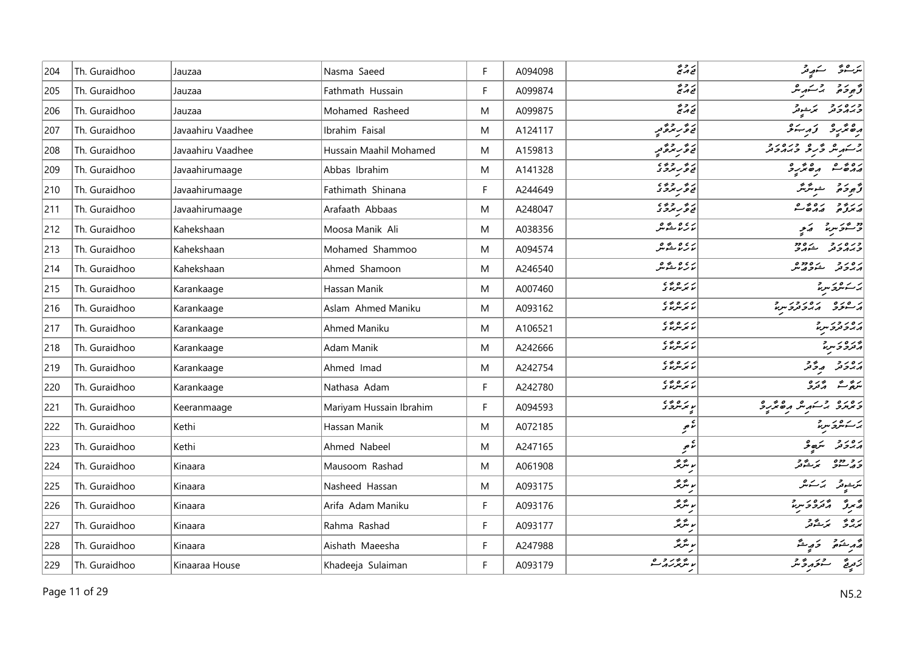| 204 | Th. Guraidhoo | Jauzaa | Nasma Saeed | F | A094098 | ޖައުޒާ | ނަސްމާ ސަޢީދު |
|---|---|---|---|---|---|---|---|
| 205 | Th. Guraidhoo | Jauzaa | Fathmath Hussain | F | A099874 | ޖައުޒާ | ފާތިމަތު ހުސައިން |
| 206 | Th. Guraidhoo | Jauzaa | Mohamed Rasheed | M | A099875 | ޖައުޒާ | މުޙައްމަދު ރަޝީދު |
| 207 | Th. Guraidhoo | Javaahiru Vaadhee | Ibrahim Faisal | M | A124117 | ޖަވާހިރުވާދީ | އިބްރާހީމް ފައިސަލް |
| 208 | Th. Guraidhoo | Javaahiru Vaadhee | Hussain Maahil Mohamed | M | A159813 | ޖަވާހިރުވާދީ | ހުސައިން މާހިލް މުޙައްމަދު |
| 209 | Th. Guraidhoo | Javaahirumaage | Abbas Ibrahim | M | A141328 | ޖަވާހިރުމާގެ | އައްބާސް އިބްރާހީމް |
| 210 | Th. Guraidhoo | Javaahirumaage | Fathimath Shinana | F | A244649 | ޖަވާހިރުމާގެ | ފާތިމަތު ޝިނާނާ |
| 211 | Th. Guraidhoo | Javaahirumaage | Arafaath Abbaas | M | A248047 | ޖަވާހިރުމާގެ | އަރަފާތު އައްބާސް |
| 212 | Th. Guraidhoo | Kahekshaan | Moosa Manik Ali | M | A038356 | ކަހެކްޝާން | މޫސާމަނިކު ޢަލީ |
| 213 | Th. Guraidhoo | Kahekshaan | Mohamed Shammoo | M | A094574 | ކަހެކްޝާން | މުޙައްމަދު ޝައްމޫ |
| 214 | Th. Guraidhoo | Kahekshaan | Ahmed Shamoon | M | A246540 | ކަހެކްޝާން | އަޙްމަދު ޝަމްޢޫން |
| 215 | Th. Guraidhoo | Karankaage | Hassan Manik | M | A007460 | ކަރަންކާގެ | ހަސަންމަނިކު |
| 216 | Th. Guraidhoo | Karankaage | Aslam Ahmed Maniku | M | A093162 | ކަރަންކާގެ | އަސްލަމް އަޙްމަދުމަނިކު |
| 217 | Th. Guraidhoo | Karankaage | Ahmed Maniku | M | A106521 | ކަރަންކާގެ | އަޙްމަދުމަނިކު |
| 218 | Th. Guraidhoo | Karankaage | Adam Manik | M | A242666 | ކަރަންކާގެ | އާދަމްމަނިކު |
| 219 | Th. Guraidhoo | Karankaage | Ahmed Imad | M | A242754 | ކަރަންކާގެ | އަޙްމަދު އިމާދު |
| 220 | Th. Guraidhoo | Karankaage | Nathasa Adam | F | A242780 | ކަރަންކާގެ | ނަތާޝާ އާދަމް |
| 221 | Th. Guraidhoo | Keeranmaage | Mariyam Hussain Ibrahim | F | A094593 | ކީރަންމާގެ | މަރިޔަމް ހުސައިން އިބްރާހީމް |
| 222 | Th. Guraidhoo | Kethi | Hassan Manik | M | A072185 | ކެތި | ހަސަންމަނިކު |
| 223 | Th. Guraidhoo | Kethi | Ahmed Nabeel | M | A247165 | ކެތި | އަޙްމަދު ނަބީލް |
| 224 | Th. Guraidhoo | Kinaara | Mausoom Rashad | M | A061908 | ކިނާރާ | މައުޞޫމް ރަޝާދު |
| 225 | Th. Guraidhoo | Kinaara | Nasheed Hassan | M | A093175 | ކިނާރާ | ނަޝީދު ހަސަން |
| 226 | Th. Guraidhoo | Kinaara | Arifa Adam Maniku | F | A093176 | ކިނާރާ | އާރިފާ އާދަމްމަނިކު |
| 227 | Th. Guraidhoo | Kinaara | Rahma Rashad | F | A093177 | ކިނާރާ | ރަޙްމާ ރަޝާދު |
| 228 | Th. Guraidhoo | Kinaara | Aishath Maeesha | F | A247988 | ކިނާރާ | އާއިޝަތު މައީޝާ |
| 229 | Th. Guraidhoo | Kinaaraa House | Khadeeja Sulaiman | F | A093179 | ކިނާރާހައުސް | ޚަދީޖާ ސުލައިމާން |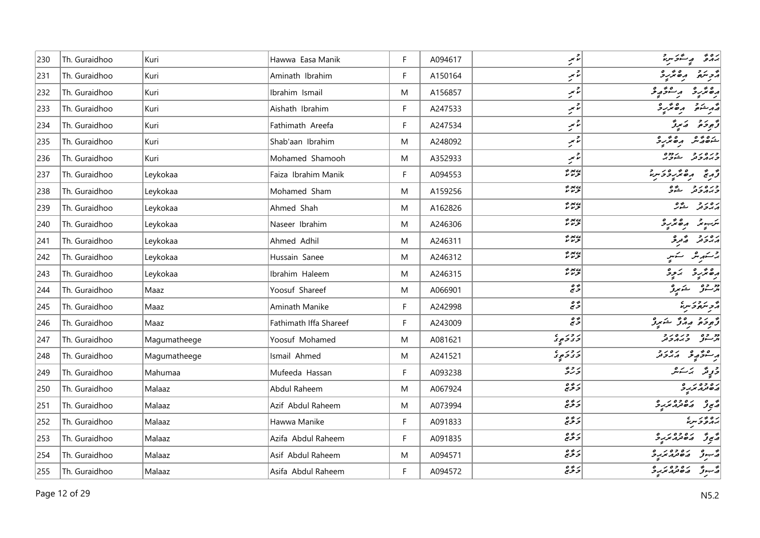| 230 | Th. Guraidhoo | Kuri | Hawwa Easa Manik | F | A094617 | ކުރި | ހައްވާ އީސާމަނިކު |
|---|---|---|---|---|---|---|---|
| 231 | Th. Guraidhoo | Kuri | Aminath Ibrahim | F | A150164 | ކުރި | އާމިނަތު އިބްރާހީމް |
| 232 | Th. Guraidhoo | Kuri | Ibrahim Ismail | M | A156857 | ކުރި | އިބްރާހީމް އިސްމާއީލް |
| 233 | Th. Guraidhoo | Kuri | Aishath Ibrahim | F | A247533 | ކުރި | އައިށަތު އިބްރާހީމް |
| 234 | Th. Guraidhoo | Kuri | Fathimath Areefa | F | A247534 | ކުރި | ފާތިމަތު އަރީފާ |
| 235 | Th. Guraidhoo | Kuri | Shab'aan Ibrahim | M | A248092 | ކުރި | ޝަބްއާން އިބްރާހީމް |
| 236 | Th. Guraidhoo | Kuri | Mohamed Shamooh | M | A352933 | ކުރި | މުޙައްމަދު ޝަމޫޙް |
| 237 | Th. Guraidhoo | Leykokaa | Faiza Ibrahim Manik | F | A094553 | ލޭކޮކާ | ފާއިޒާ އިބްރާހީމްމަނިކު |
| 238 | Th. Guraidhoo | Leykokaa | Mohamed Sham | M | A159256 | ލޭކޮކާ | މުޙައްމަދު ޝާމް |
| 239 | Th. Guraidhoo | Leykokaa | Ahmed Shah | M | A162826 | ލޭކޮކާ | އަޙްމަދު ޝާހް |
| 240 | Th. Guraidhoo | Leykokaa | Naseer Ibrahim | M | A246306 | ލޭކޮކާ | ނަސީރު އިބްރާހީމް |
| 241 | Th. Guraidhoo | Leykokaa | Ahmed Adhil | M | A246311 | ލޭކޮކާ | އަޙްމަދު އާދިލް |
| 242 | Th. Guraidhoo | Leykokaa | Hussain Sanee | M | A246312 | ލޭކޮކާ | ހުސައިން ސަނީ |
| 243 | Th. Guraidhoo | Leykokaa | Ibrahim Haleem | M | A246315 | ލޭކޮކާ | އިބްރާހީމް ހަލީމް |
| 244 | Th. Guraidhoo | Maaz | Yoosuf Shareef | M | A066901 | މާޒް | ޔޫސުފް ޝަރީފް |
| 245 | Th. Guraidhoo | Maaz | Aminath Manike | F | A242998 | މާޒް | އާމިނަތުމަނިކެ |
| 246 | Th. Guraidhoo | Maaz | Fathimath Iffa Shareef | F | A243009 | މާޒް | ފާތިމަތު އިއްފާ ޝަރީފް |
| 247 | Th. Guraidhoo | Magumatheege | Yoosuf Mohamed | M | A081621 | މަގުމަތީގެ | ޔޫސުފް މުޙައްމަދު |
| 248 | Th. Guraidhoo | Magumatheege | Ismail Ahmed | M | A241521 | މަގުމަތީގެ | އިސްމާއީލް އަޙްމަދު |
| 249 | Th. Guraidhoo | Mahumaa | Mufeeda Hassan | F | A093238 | މަހުމާ | މުފީދާ ހަސަން |
| 250 | Th. Guraidhoo | Malaaz | Abdul Raheem | M | A067924 | މަލާޒް | އަބްދުއްރަޙީމް |
| 251 | Th. Guraidhoo | Malaaz | Azif Abdul Raheem | M | A073994 | މަލާޒް | އާޒިފް އަބްދުއްރަޙީމް |
| 252 | Th. Guraidhoo | Malaaz | Hawwa Manike | F | A091833 | މަލާޒް | ހައްވާމަނިކެ |
| 253 | Th. Guraidhoo | Malaaz | Azifa Abdul Raheem | F | A091835 | މަލާޒް | އާޒިފާ އަބްދުއްރަޙީމް |
| 254 | Th. Guraidhoo | Malaaz | Asif Abdul Raheem | M | A094571 | މަލާޒް | އާސިފް އަބްދުއްރަޙީމް |
| 255 | Th. Guraidhoo | Malaaz | Asifa Abdul Raheem | F | A094572 | މަލާޒް | އާސިފާ އަބްދުއްރަޙީމް |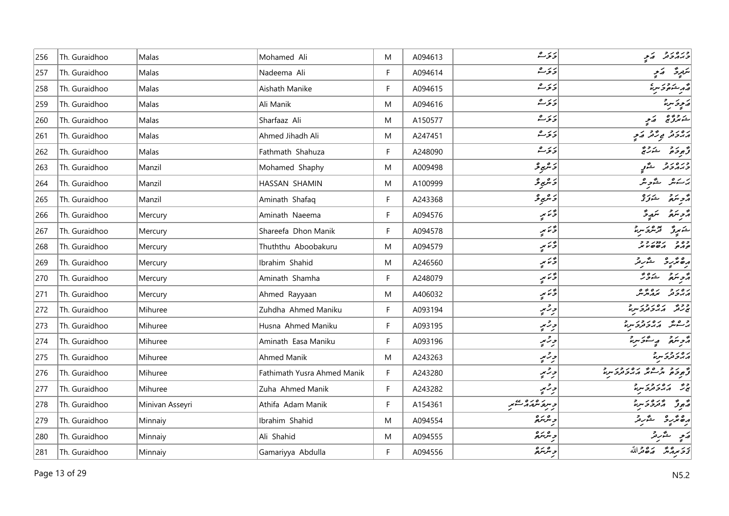| 256 | Th. Guraidhoo | Malas | Mohamed Ali | M | A094613 | ޗަނަސް | މުހައްމަދު އަލީ |
|---|---|---|---|---|---|---|---|
| 257 | Th. Guraidhoo | Malas | Nadeema Ali | F | A094614 | ޗަނަސް | ނަދީމާ އަލީ |
| 258 | Th. Guraidhoo | Malas | Aishath Manike | F | A094615 | ޗަނަސް | އައިޝަތުމަނިކެ |
| 259 | Th. Guraidhoo | Malas | Ali Manik | M | A094616 | ޗަނަސް | އަލިމަނިކު |
| 260 | Th. Guraidhoo | Malas | Sharfaaz Ali | M | A150577 | ޗަނަސް | ޝަރުފާޒު އަލީ |
| 261 | Th. Guraidhoo | Malas | Ahmed Jihadh Ali | M | A247451 | ޗަނަސް | އަހުމަދު ޖިހާދު އަލީ |
| 262 | Th. Guraidhoo | Malas | Fathmath Shahuza | F | A248090 | ޗަނަސް | ފާތިމަތު ޝަހުޒާ |
| 263 | Th. Guraidhoo | Manzil | Mohamed Shaphy | M | A009498 | މަންޒިލް | މުހައްމަދު ޝާފީ |
| 264 | Th. Guraidhoo | Manzil | HASSAN SHAMIN | M | A100999 | މަންޒިލް | ހަސަން ޝާމިން |
| 265 | Th. Guraidhoo | Manzil | Aminath Shafaq | F | A243368 | މަންޒިލް | އާމިނަތު ޝަފާގު |
| 266 | Th. Guraidhoo | Mercury | Aminath Naeema | F | A094576 | މާކިއުރީ | އާމިނަތު ނައީމާ |
| 267 | Th. Guraidhoo | Mercury | Shareefa Dhon Manik | F | A094578 | މާކިއުރީ | ޝަރީފާ ދޮންމަނިކު |
| 268 | Th. Guraidhoo | Mercury | Thuththu Aboobakuru | M | A094579 | މާކިއުރީ | ތުއްތު އަބޫބަކުރު |
| 269 | Th. Guraidhoo | Mercury | Ibrahim Shahid | M | A246560 | މާކިއުރީ | އިބްރާހިމް ޝާހިދު |
| 270 | Th. Guraidhoo | Mercury | Aminath Shamha | F | A248079 | މާކިއުރީ | އާމިނަތު ޝަމްހާ |
| 271 | Th. Guraidhoo | Mercury | Ahmed Rayyaan | M | A406032 | މާކިއުރީ | އަހުމަދު ރައްޔާން |
| 272 | Th. Guraidhoo | Mihuree | Zuhdha Ahmed Maniku | F | A093194 | މިހުރީ | ޒުހްދާ އަހުމަދުމަނިކު |
| 273 | Th. Guraidhoo | Mihuree | Husna Ahmed Maniku | F | A093195 | މިހުރީ | ހުސްނާ އަހުމަދުމަނިކު |
| 274 | Th. Guraidhoo | Mihuree | Aminath Easa Maniku | F | A093196 | މިހުރީ | އާމިނަތު ޢީސާމަނިކު |
| 275 | Th. Guraidhoo | Mihuree | Ahmed Manik | M | A243263 | މިހުރީ | އަހުމަދުމަނިކު |
| 276 | Th. Guraidhoo | Mihuree | Fathimath Yusra Ahmed Manik | F | A243280 | މިހުރީ | ފާތިމަތު ޔުސްރާ އަހުމަދުމަނިކު |
| 277 | Th. Guraidhoo | Mihuree | Zuha Ahmed Manik | F | A243282 | މިހުރީ | ޒުހާ އަހުމަދުމަނިކު |
| 278 | Th. Guraidhoo | Minivan Asseyri | Athifa Adam Manik | F | A154361 | މިނިވަންއައްސޭރި | އާތިފާ އާދަމްމަނިކު |
| 279 | Th. Guraidhoo | Minnaiy | Ibrahim Shahid | M | A094554 | މިންނަތް | އިބްރާހިމް ޝާހިދު |
| 280 | Th. Guraidhoo | Minnaiy | Ali Shahid | M | A094555 | މިންނަތް | އަލީ ޝާހިދު |
| 281 | Th. Guraidhoo | Minnaiy | Gamariyya Abdulla | F | A094556 | މިންނަތް | ގަމަރިއްޔާ އަބްދުﷲ |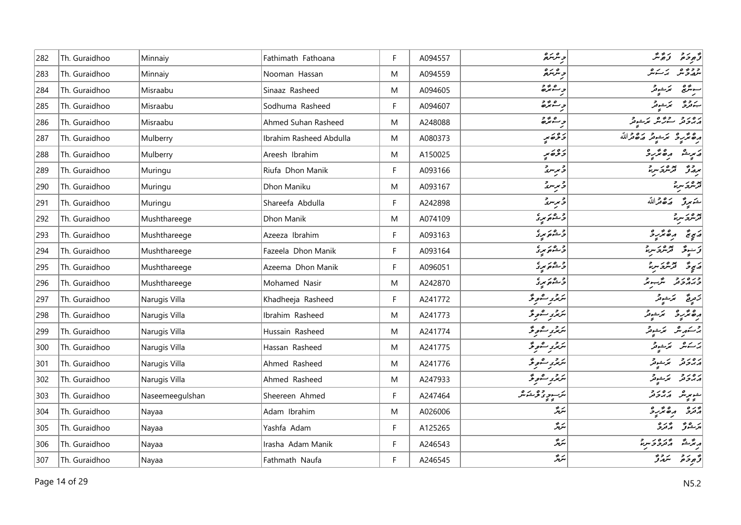| 282 | Th. Guraidhoo | Minnaiy | Fathimath Fathoana | F | A094557 | ވިންނައު | ފާތިމަތު ފަތުހާނާ |
|---|---|---|---|---|---|---|---|
| 283 | Th. Guraidhoo | Minnaiy | Nooman Hassan | M | A094559 | ވިންނައު | ނުއުމާން ހަސަން |
| 284 | Th. Guraidhoo | Misraabu | Sinaaz Rasheed | M | A094605 | މިސްރާބު | ސިނާޒް ރަޝީދު |
| 285 | Th. Guraidhoo | Misraabu | Sodhuma Rasheed | F | A094607 | މިސްރާބު | ސަދުމާ ރަޝީދު |
| 286 | Th. Guraidhoo | Misraabu | Ahmed Suhan Rasheed | M | A248088 | މިސްރާބު | އަޙްމަދު ސުހާން ރަޝީދު |
| 287 | Th. Guraidhoo | Mulberry | Ibrahim Rasheed Abdulla | M | A080373 | މަލްބެރީ | އިބްރާހީމް ރަޝީދު އަބްދުﷲ |
| 288 | Th. Guraidhoo | Mulberry | Areesh Ibrahim | M | A150025 | މަލްބެރީ | އަރީޝް އިބްރާހީމް |
| 289 | Th. Guraidhoo | Muringu | Riufa Dhon Manik | F | A093166 | މުރިންގު | ރިއުފާ ދޮންމަނިކް |
| 290 | Th. Guraidhoo | Muringu | Dhon Maniku | M | A093167 | މުރިންގު | ދޮންމަނިކު |
| 291 | Th. Guraidhoo | Muringu | Shareefa Abdulla | F | A242898 | މުރިންގު | ޝަރީފާ އަބްދުﷲ |
| 292 | Th. Guraidhoo | Mushthareege | Dhon Manik | M | A074109 | މުޝްތަރީގެ | ދޮންމަނިކް |
| 293 | Th. Guraidhoo | Mushthareege | Azeeza Ibrahim | F | A093163 | މުޝްތަރީގެ | އަޒީޒާ އިބްރާހީމް |
| 294 | Th. Guraidhoo | Mushthareege | Fazeela Dhon Manik | F | A093164 | މުޝްތަރީގެ | ފަޒީލާ ދޮންމަނިކް |
| 295 | Th. Guraidhoo | Mushthareege | Azeema Dhon Manik | F | A096051 | މުޝްތަރީގެ | އަޒީމާ ދޮންމަނިކް |
| 296 | Th. Guraidhoo | Mushthareege | Mohamed Nasir | M | A242870 | މުޝްތަރީގެ | މުޙައްމަދު ނާސިރު |
| 297 | Th. Guraidhoo | Narugis Villa | Khadheeja Rasheed | F | A241772 | ނަރުގިސްވިލާ | ޚަދީޖާ ރަޝީދު |
| 298 | Th. Guraidhoo | Narugis Villa | Ibrahim Rasheed | M | A241773 | ނަރުގިސްވިލާ | އިބްރާހީމް ރަޝީދު |
| 299 | Th. Guraidhoo | Narugis Villa | Hussain Rasheed | M | A241774 | ނަރުގިސްވިލާ | ހުސައިން ރަޝީދު |
| 300 | Th. Guraidhoo | Narugis Villa | Hassan Rasheed | M | A241775 | ނަރުގިސްވިލާ | ހަސަން ރަޝީދު |
| 301 | Th. Guraidhoo | Narugis Villa | Ahmed Rasheed | M | A241776 | ނަރުގިސްވިލާ | އަޙްމަދު ރަޝީދު |
| 302 | Th. Guraidhoo | Narugis Villa | Ahmed Rasheed | M | A247933 | ނަރުގިސްވިލާ | އަޙްމަދު ރަޝީދު |
| 303 | Th. Guraidhoo | Naseemeegulshan | Sheereen Ahmed | F | A247464 | ނަސީމީގުލްޝަން | ޝީރީން އަޙްމަދު |
| 304 | Th. Guraidhoo | Nayaa | Adam Ibrahim | M | A026006 | ނަޔާ | އާދަމް އިބްރާހީމް |
| 305 | Th. Guraidhoo | Nayaa | Yashfa Adam | F | A125265 | ނަޔާ | ޔަޝްފާ އާދަމް |
| 306 | Th. Guraidhoo | Nayaa | Irasha Adam Manik | F | A246543 | ނަޔާ | އިރާޝާ އާދަމްމަނިކު |
| 307 | Th. Guraidhoo | Nayaa | Fathmath Naufa | F | A246545 | ނަޔާ | ފާތިމަތު ނައުފާ |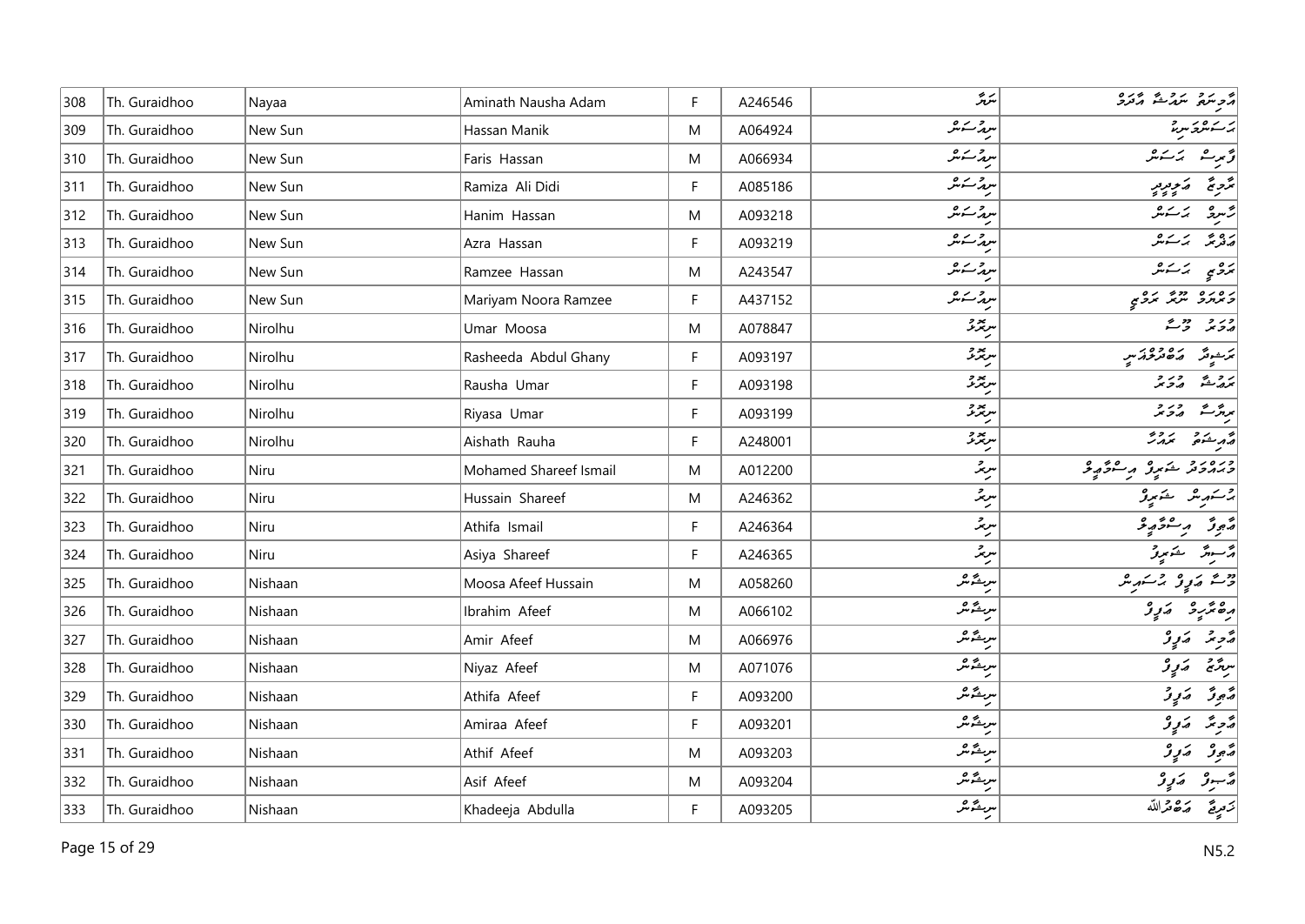| 308 | Th. Guraidhoo | Nayaa | Aminath Nausha Adam | F | A246546 | ނަޔާ | އާމިނަތު ނައުޝާ އާދަމް |
|---|---|---|---|---|---|---|---|
| 309 | Th. Guraidhoo | New Sun | Hassan Manik | M | A064924 | ނިއުސަން | ހަސަންމަނިކު |
| 310 | Th. Guraidhoo | New Sun | Faris Hassan | M | A066934 | ނިއުސަން | ފާރިސް ހަސަން |
| 311 | Th. Guraidhoo | New Sun | Ramiza Ali Didi | F | A085186 | ނިއުސަން | ރާމިޒާ އަލިދީދީ |
| 312 | Th. Guraidhoo | New Sun | Hanim Hassan | M | A093218 | ނިއުސަން | ހާނިމް ހަސަން |
| 313 | Th. Guraidhoo | New Sun | Azra Hassan | F | A093219 | ނިއުސަން | އަޒްރާ ހަސަން |
| 314 | Th. Guraidhoo | New Sun | Ramzee Hassan | M | A243547 | ނިއުސަން | ރަމްޒީ ހަސަން |
| 315 | Th. Guraidhoo | New Sun | Mariyam Noora Ramzee | F | A437152 | ނިއުސަން | މަރިޔަމް ނޫރާ ރަމްޒީ |
| 316 | Th. Guraidhoo | Nirolhu | Umar Moosa | M | A078847 | ނިރޮޅު | އުމަރު މޫސާ |
| 317 | Th. Guraidhoo | Nirolhu | Rasheeda Abdul Ghany | F | A093197 | ނިރޮޅު | ރަޝީދާ އަބްދުލްޣަނީ |
| 318 | Th. Guraidhoo | Nirolhu | Rausha Umar | F | A093198 | ނިރޮޅު | ރައުޝާ އުމަރު |
| 319 | Th. Guraidhoo | Nirolhu | Riyasa Umar | F | A093199 | ނިރޮޅު | ރިޔާސާ އުމަރު |
| 320 | Th. Guraidhoo | Nirolhu | Aishath Rauha | F | A248001 | ނިރޮޅު | އާއިޝަތު ރައުހާ |
| 321 | Th. Guraidhoo | Niru | Mohamed Shareef Ismail | M | A012200 | ނިރު | މުހައްމަދު ޝަރީފު އިސްމާއީލު |
| 322 | Th. Guraidhoo | Niru | Hussain Shareef | M | A246362 | ނިރު | ހުސައިން ޝަރީފު |
| 323 | Th. Guraidhoo | Niru | Athifa Ismail | F | A246364 | ނިރު | އާތިފާ އިސްމާއީލު |
| 324 | Th. Guraidhoo | Niru | Asiya Shareef | F | A246365 | ނިރު | އާސިޔާ ޝަރީފު |
| 325 | Th. Guraidhoo | Nishaan | Moosa Afeef Hussain | M | A058260 | ނިޝާން | މޫސާ އަފީފު ހުސައިން |
| 326 | Th. Guraidhoo | Nishaan | Ibrahim Afeef | M | A066102 | ނިޝާން | އިބްރާހިމް އަފީފު |
| 327 | Th. Guraidhoo | Nishaan | Amir Afeef | M | A066976 | ނިޝާން | އާމިރު އަފީފު |
| 328 | Th. Guraidhoo | Nishaan | Niyaz Afeef | M | A071076 | ނިޝާން | ނިޔާޒު އަފީފު |
| 329 | Th. Guraidhoo | Nishaan | Athifa Afeef | F | A093200 | ނިޝާން | އާތިފާ އަފީފު |
| 330 | Th. Guraidhoo | Nishaan | Amiraa Afeef | F | A093201 | ނިޝާން | އާމިރާ އަފީފު |
| 331 | Th. Guraidhoo | Nishaan | Athif Afeef | M | A093203 | ނިޝާން | އާތިފު އަފީފު |
| 332 | Th. Guraidhoo | Nishaan | Asif Afeef | M | A093204 | ނިޝާން | އާސިފު އަފީފު |
| 333 | Th. Guraidhoo | Nishaan | Khadeeja Abdulla | F | A093205 | ނިޝާން | ޚަދީޖާ އަބްދުﷲ |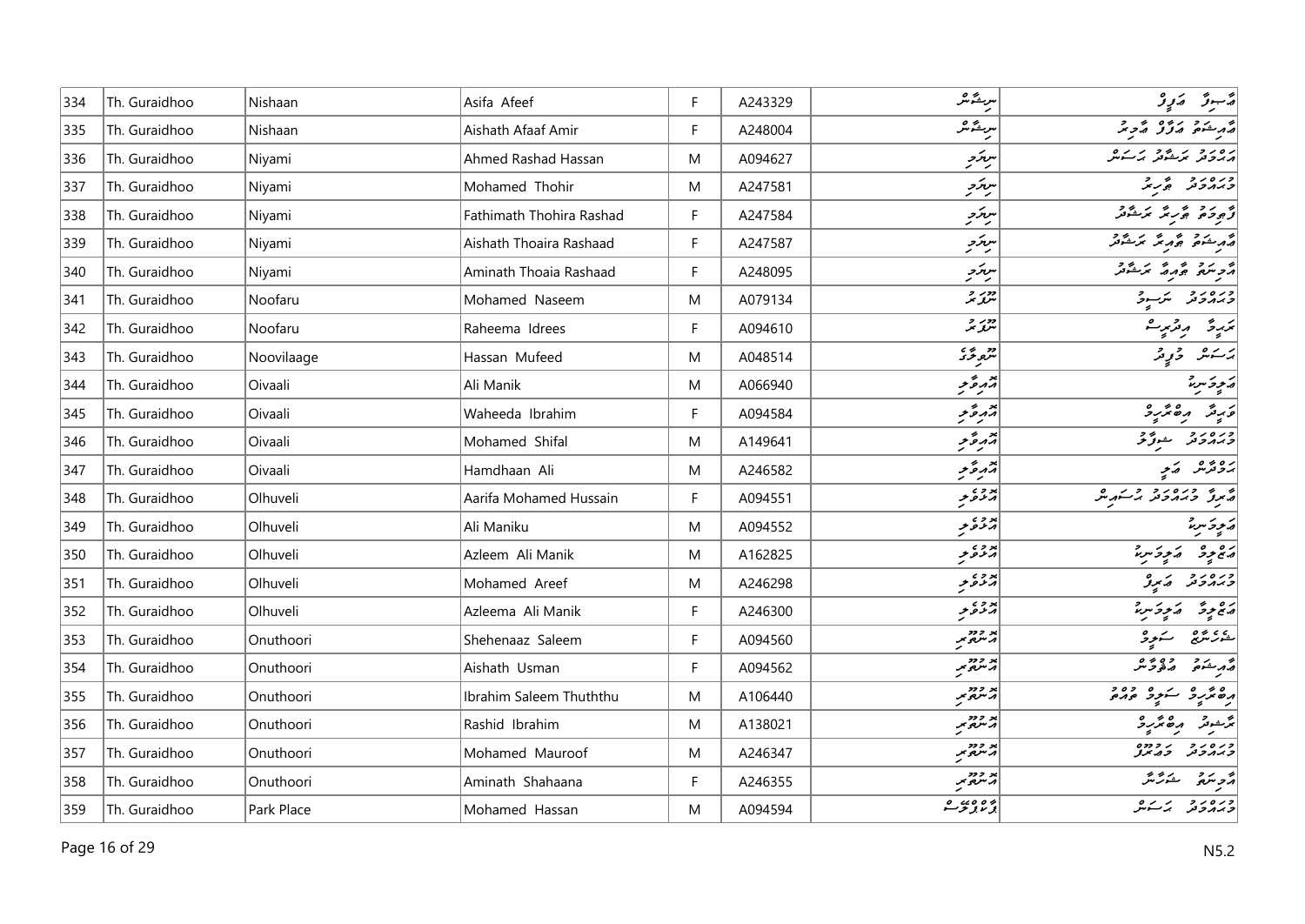| 334 | Th. Guraidhoo | Nishaan | Asifa Afeef | F | A243329 | ސިޝާން | އާސިފާ އަފީފް |
|---|---|---|---|---|---|---|---|
| 335 | Th. Guraidhoo | Nishaan | Aishath Afaaf Amir | F | A248004 | ސިޝާން | އައިޝަތު އަފާފް އާމިރު |
| 336 | Th. Guraidhoo | Niyami | Ahmed Rashad Hassan | M | A094627 | ނިޔަމި | އަޙްމަދު ރަޝާދު ޙަސަން |
| 337 | Th. Guraidhoo | Niyami | Mohamed Thohir | M | A247581 | ނިޔަމި | މުޙައްމަދު ޠާހިރު |
| 338 | Th. Guraidhoo | Niyami | Fathimath Thohira Rashad | F | A247584 | ނިޔަމި | ފާތިމަތު ޠާހިރާ ރަޝާދު |
| 339 | Th. Guraidhoo | Niyami | Aishath Thoaira Rashaad | F | A247587 | ނިޔަމި | އައިޝަތު ތޯއިރާ ރަޝާދު |
| 340 | Th. Guraidhoo | Niyami | Aminath Thoaia Rashaad | F | A248095 | ނިޔަމި | އާމިނަތު ތޯއިއާ ރަޝާދު |
| 341 | Th. Guraidhoo | Noofaru | Mohamed Naseem | M | A079134 | ނޫފަރު | މުޙައްމަދު ނަސީމު |
| 342 | Th. Guraidhoo | Noofaru | Raheema Idrees | F | A094610 | ނޫފަރު | ރަޙީމާ އިދްރީސް |
| 343 | Th. Guraidhoo | Noovilaage | Hassan Mufeed | M | A048514 | ނޫވިލާގެ | ޙަސަން މުފީދު |
| 344 | Th. Guraidhoo | Oivaali | Ali Manik | M | A066940 | އޮއިވާލި | އަލިމަނިކު |
| 345 | Th. Guraidhoo | Oivaali | Waheeda Ibrahim | F | A094584 | އޮއިވާލި | ވަޙީދާ އިބްރާހީމް |
| 346 | Th. Guraidhoo | Oivaali | Mohamed Shifal | M | A149641 | އޮއިވާލި | މުޙައްމަދު ޝިފާލް |
| 347 | Th. Guraidhoo | Oivaali | Hamdhaan Ali | M | A246582 | އޮއިވާލި | ހަމްދާން އަލި |
| 348 | Th. Guraidhoo | Olhuveli | Aarifa Mohamed Hussain | F | A094551 | އޮޅުވެލި | އާރިފާ މުޙައްމަދު ޙުސައިން |
| 349 | Th. Guraidhoo | Olhuveli | Ali Maniku | M | A094552 | އޮޅުވެލި | އަލިމަނިކު |
| 350 | Th. Guraidhoo | Olhuveli | Azleem Ali Manik | M | A162825 | އޮޅުވެލި | އަޒްލީމް އަލިމަނިކު |
| 351 | Th. Guraidhoo | Olhuveli | Mohamed Areef | M | A246298 | އޮޅުވެލި | މުޙައްމަދު އަރީފް |
| 352 | Th. Guraidhoo | Olhuveli | Azleema Ali Manik | F | A246300 | އޮޅުވެލި | އަޒްލީމާ އަލިމަނިކު |
| 353 | Th. Guraidhoo | Onuthoori | Shehenaaz Saleem | F | A094560 | އޮނުތޫރި | ޝެހެނާޒް ސަލީމް |
| 354 | Th. Guraidhoo | Onuthoori | Aishath Usman | F | A094562 | އޮނުތޫރި | އައިޝަތު އުޘްމާން |
| 355 | Th. Guraidhoo | Onuthoori | Ibrahim Saleem Thuththu | M | A106440 | އޮނުތޫރި | އިބްރާހީމް ސަލީމް ތުއްތު |
| 356 | Th. Guraidhoo | Onuthoori | Rashid Ibrahim | M | A138021 | އޮނުތޫރި | ރާޝިދު އިބްރާހީމް |
| 357 | Th. Guraidhoo | Onuthoori | Mohamed Mauroof | M | A246347 | އޮނުތޫރި | މުޙައްމަދު މައުރޫފް |
| 358 | Th. Guraidhoo | Onuthoori | Aminath Shahaana | F | A246355 | އޮނުތޫރި | އާމިނަތު ޝަހާނާ |
| 359 | Th. Guraidhoo | Park Place | Mohamed Hassan | M | A094594 | ޕާކްޕްލޭސް | މުޙައްމަދު ޙަސަން |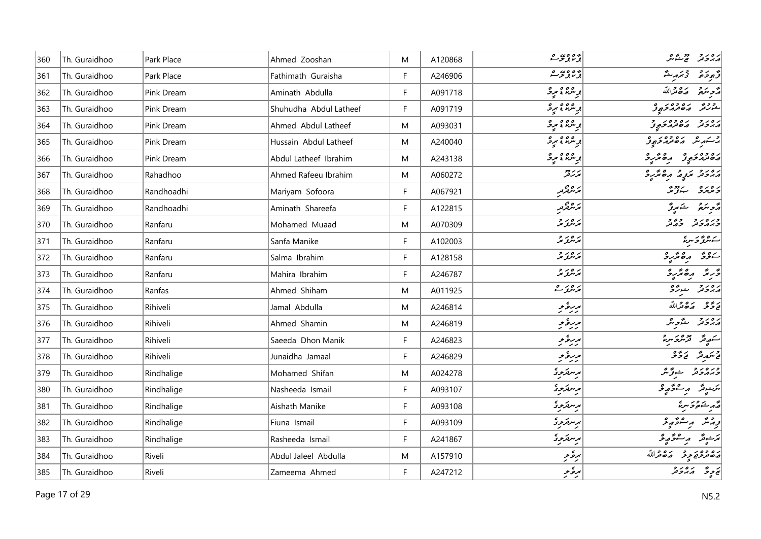| 360 | Th. Guraidhoo | Park Place | Ahmed Zooshan | M | A120868 | پُرْکْ پْلޭސް | އަޙްމަދު ޒޫޝާން |
|---|---|---|---|---|---|---|---|
| 361 | Th. Guraidhoo | Park Place | Fathimath Guraisha | F | A246906 | ޕާކް ޕްލޭސް | ފާތިމަތު ގުރައިޝާ |
| 362 | Th. Guraidhoo | Pink Dream | Aminath Abdulla | F | A091718 | ޕިންކް ޑްރީމް | އާމިނަތު އަބްދުﷲ |
| 363 | Th. Guraidhoo | Pink Dream | Shuhudha Abdul Latheef | F | A091719 | ޕިންކް ޑްރީމް | ޝުހުދާ އަބްދުލްލަޠީފް |
| 364 | Th. Guraidhoo | Pink Dream | Ahmed Abdul Latheef | M | A093031 | ޕިންކް ޑްރީމް | އަޙްމަދު އަބްދުލްލަޠީފް |
| 365 | Th. Guraidhoo | Pink Dream | Hussain Abdul Latheef | M | A240040 | ޕިންކް ޑްރީމް | ހުސައިން އަބްދުލްލަޠީފް |
| 366 | Th. Guraidhoo | Pink Dream | Abdul Latheef Ibrahim | M | A243138 | ޕިންކް ޑްރީމް | އަބްދުލްލަޠީފް އިބްރާހިމް |
| 367 | Th. Guraidhoo | Rahadhoo | Ahmed Rafeeu Ibrahim | M | A060272 | ރަހަދޫ | އަޙްމަދު ރަފީޢު އިބްރާހިމް |
| 368 | Th. Guraidhoo | Randhoadhi | Mariyam Sofoora | F | A067921 | ރަންދޯދި | މަރިޔަމް ސަފޫރާ |
| 369 | Th. Guraidhoo | Randhoadhi | Aminath Shareefa | F | A122815 | ރަންދޯދި | އާމިނަތު ޝަރީފާ |
| 370 | Th. Guraidhoo | Ranfaru | Mohamed Muaad | M | A070309 | ރަންފަރު | މުޙައްމަދު މުޢާދު |
| 371 | Th. Guraidhoo | Ranfaru | Sanfa Manike | F | A102003 | ރަންފަރު | ސަންފާމަނިކެ |
| 372 | Th. Guraidhoo | Ranfaru | Salma Ibrahim | F | A128158 | ރަންފަރު | ސަލްމާ އިބްރާހިމް |
| 373 | Th. Guraidhoo | Ranfaru | Mahira Ibrahim | F | A246787 | ރަންފަރު | މާހިރާ އިބްރާހިމް |
| 374 | Th. Guraidhoo | Ranfas | Ahmed Shiham | M | A011925 | ރަންފަސް | އަޙްމަދު ޝިހާމް |
| 375 | Th. Guraidhoo | Rihiveli | Jamal Abdulla | M | A246814 | ރިހިވެލި | ޖަމާލް އަބްދުﷲ |
| 376 | Th. Guraidhoo | Rihiveli | Ahmed Shamin | M | A246819 | ރިހިވެލި | އަޙްމަދު ޝާމިން |
| 377 | Th. Guraidhoo | Rihiveli | Saeeda Dhon Manik | F | A246823 | ރިހިވެލި | ސަޢީދާ ދޮންމަނިކު |
| 378 | Th. Guraidhoo | Rihiveli | Junaidha Jamaal | F | A246829 | ރިހިވެލި | ޖުނައިދާ ޖަމާލް |
| 379 | Th. Guraidhoo | Rindhalige | Mohamed Shifan | M | A024278 | ރިންދަލިގެ | މުޙައްމަދު ޝިފާން |
| 380 | Th. Guraidhoo | Rindhalige | Nasheeda Ismail | F | A093107 | ރިންދަލިގެ | ނަޝީދާ އިސްމާޢީލް |
| 381 | Th. Guraidhoo | Rindhalige | Aishath Manike | F | A093108 | ރިންދަލިގެ | އައިޝަތުމަނިކެ |
| 382 | Th. Guraidhoo | Rindhalige | Fiuna Ismail | F | A093109 | ރިންދަލިގެ | ފިއުނާ އިސްމާޢީލް |
| 383 | Th. Guraidhoo | Rindhalige | Rasheeda Ismail | F | A241867 | ރިންދަލިގެ | ރަޝީދާ އިސްމާޢީލް |
| 384 | Th. Guraidhoo | Riveli | Abdul Jaleel Abdulla | M | A157910 | ރިވެލި | އަބްދުލްޖަލީލް އަބްދުﷲ |
| 385 | Th. Guraidhoo | Riveli | Zameema Ahmed | F | A247212 | ރިވެލި | ޒަމީމާ އަޙްމަދު |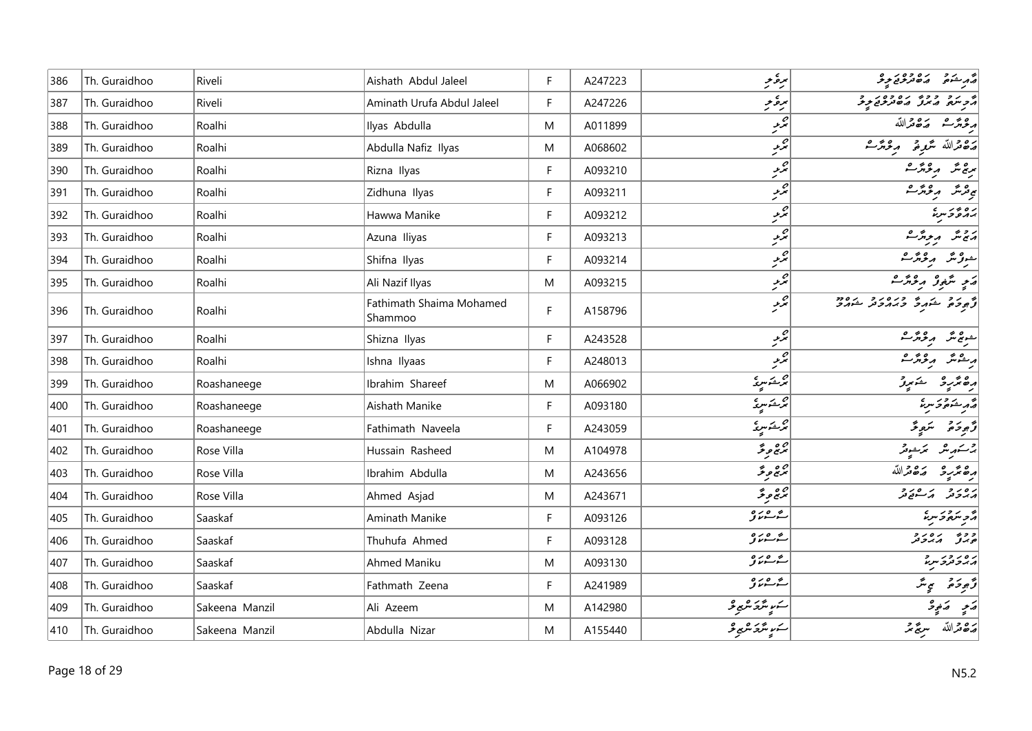| 386 | Th. Guraidhoo | Riveli | Aishath Abdul Jaleel | F | A247223 | ރިވެލި | އާއިޝަތު އަބްދުލްޖަލީލް |
|---|---|---|---|---|---|---|---|
| 387 | Th. Guraidhoo | Riveli | Aminath Urufa Abdul Jaleel | F | A247226 | ރިވެލި | އާމިނަތު އުރުފާ އަބްދުލްޖަލީލް |
| 388 | Th. Guraidhoo | Roalhi | Ilyas Abdulla | M | A011899 | ރޯޅި | އިލްޔާސް އަބްދުﷲ |
| 389 | Th. Guraidhoo | Roalhi | Abdulla Nafiz Ilyas | M | A068602 | ރޯޅި | އަބްދުﷲ ނާފިޒު އިލްޔާސް |
| 390 | Th. Guraidhoo | Roalhi | Rizna Ilyas | F | A093210 | ރޯޅި | ރިޒްނާ އިލްޔާސް |
| 391 | Th. Guraidhoo | Roalhi | Zidhuna Ilyas | F | A093211 | ރޯޅި | ޒިދުނާ އިލްޔާސް |
| 392 | Th. Guraidhoo | Roalhi | Hawwa Manike | F | A093212 | ރޯޅި | ހައްވާމަނިކެ |
| 393 | Th. Guraidhoo | Roalhi | Azuna Iliyas | F | A093213 | ރޯޅި | އަޒުނާ އިލިޔާސް |
| 394 | Th. Guraidhoo | Roalhi | Shifna Ilyas | F | A093214 | ރޯޅި | ޝިފްނާ އިލްޔާސް |
| 395 | Th. Guraidhoo | Roalhi | Ali Nazif Ilyas | M | A093215 | ރޯޅި | އަލި ނާޒިފް އިލްޔާސް |
| 396 | Th. Guraidhoo | Roalhi | Fathimath Shaima Mohamed Shammoo | F | A158796 | ރޯޅި | ފާތިމަތު ޝައިމާ މުހައްމަދު ޝައްމޫ |
| 397 | Th. Guraidhoo | Roalhi | Shizna Ilyas | F | A243528 | ރޯޅި | ޝިޒްނާ އިލްޔާސް |
| 398 | Th. Guraidhoo | Roalhi | Ishna Ilyaas | F | A248013 | ރޯޅި | އިޝްނާ އިލްޔާސް |
| 399 | Th. Guraidhoo | Roashaneege | Ibrahim Shareef | M | A066902 | ރޯޝަނީގެ | އިބްރާހީމް ޝަރީފް |
| 400 | Th. Guraidhoo | Roashaneege | Aishath Manike | F | A093180 | ރޯޝަނީގެ | އާއިޝަތުމަނިކެ |
| 401 | Th. Guraidhoo | Roashaneege | Fathimath Naveela | F | A243059 | ރޯޝަނީގެ | ފާތިމަތު ނަވީލާ |
| 402 | Th. Guraidhoo | Rose Villa | Hussain Rasheed | M | A104978 | ރޯޒްވިލާ | ހުސައިން ރަޝީދު |
| 403 | Th. Guraidhoo | Rose Villa | Ibrahim Abdulla | M | A243656 | ރޯޒްވިލާ | އިބްރާހީމް އަބްދުﷲ |
| 404 | Th. Guraidhoo | Rose Villa | Ahmed Asjad | M | A243671 | ރޯޒްވިލާ | އަޙްމަދު އަސްޖަދު |
| 405 | Th. Guraidhoo | Saaskaf | Aminath Manike | F | A093126 | ސާސްކަފް | އާމިނަތުމަނިކެ |
| 406 | Th. Guraidhoo | Saaskaf | Thuhufa Ahmed | F | A093128 | ސާސްކަފް | ތުހުފާ އަޙްމަދު |
| 407 | Th. Guraidhoo | Saaskaf | Ahmed Maniku | M | A093130 | ސާސްކަފް | އަޙްމަދުމަނިކު |
| 408 | Th. Guraidhoo | Saaskaf | Fathmath Zeena | F | A241989 | ސާސްކަފް | ފާތިމަތު ޒީނާ |
| 409 | Th. Guraidhoo | Sakeena Manzil | Ali Azeem | M | A142980 | ސަކީނާމަންޒިލް | އަލި އަޒީމް |
| 410 | Th. Guraidhoo | Sakeena Manzil | Abdulla Nizar | M | A155440 | ސަކީނާމަންޒިލް | އަބްދުﷲ ނިޒާރު |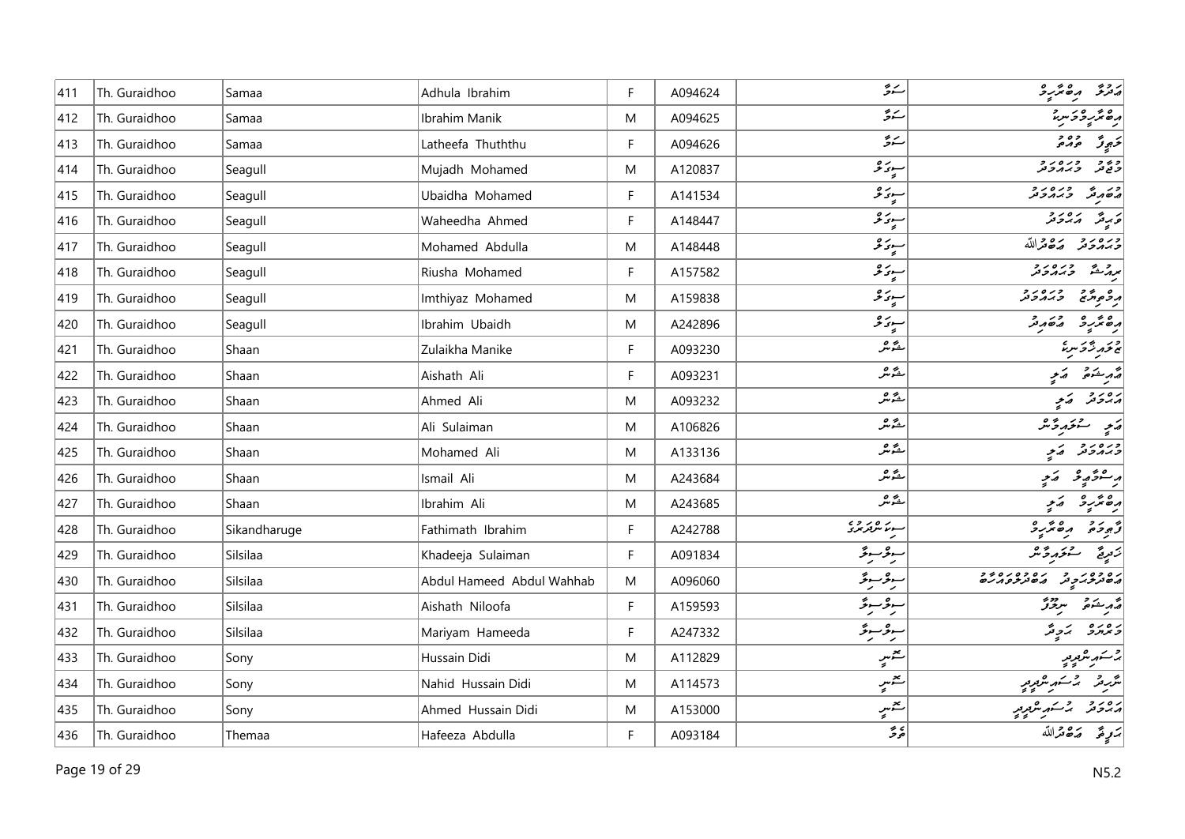| 411 | Th. Guraidhoo | Samaa | Adhula Ibrahim | F | A094624 | سَعَرَ | مَترْعَرَ مِرْهَ مَرْرِدْ |
|---|---|---|---|---|---|---|---|
| 412 | Th. Guraidhoo | Samaa | Ibrahim Manik | M | A094625 | سَعَرَ | مِرْهَ مَرْرِدْ دَ سِرْءْ |
| 413 | Th. Guraidhoo | Samaa | Latheefa Thuththu | F | A094626 | سَعَرَ | دَجِوِرَ وَمْرْمْ |
| 414 | Th. Guraidhoo | Seagull | Mujadh Mohamed | M | A120837 | سِوِءَ دْ | دُجَةْ دْ دِرَ رُ دَ دْ |
| 415 | Th. Guraidhoo | Seagull | Ubaidha Mohamed | F | A141534 | سِوِءَ دْ | رُ ھَ مِرْ دْرَ دِرَ رُ دَ دْ |
| 416 | Th. Guraidhoo | Seagull | Waheedha Ahmed | F | A148447 | سِوِءَ دْ | دَرِمَرَ رَرْ دَ دْ |
| 417 | Th. Guraidhoo | Seagull | Mohamed Abdulla | M | A148448 | سِوِءَ دْ | دِرَ رُ دَ دْ رَ ھَ قْرْاللّٰه |
| 418 | Th. Guraidhoo | Seagull | Riusha Mohamed | F | A157582 | سِوِءَ دْ | بِرِدْ شَ دِرَ رُ دَ دْ |
| 419 | Th. Guraidhoo | Seagull | Imthiyaz Mohamed | M | A159838 | سِوِءَ دْ | رِدْ جِ رُ جْ دِرَ رُ دَ دْ |
| 420 | Th. Guraidhoo | Seagull | Ibrahim Ubaidh | M | A242896 | سِوِءَ دْ | مِرْهَ مَرْرِدْ رُ ھَ مِرْ دْ |
| 421 | Th. Guraidhoo | Shaan | Zulaikha Manike | F | A093230 | شَرْ مْرْ | جْ دَ مِرْ رَ دَ سِرْءْ |
| 422 | Th. Guraidhoo | Shaan | Aishath Ali | F | A093231 | شَرْ مْرْ | مَدْ مِرْ شَ دَ مَ جِ |
| 423 | Th. Guraidhoo | Shaan | Ahmed Ali | M | A093232 | شَرْ مْرْ | مَرْ دَ دْ مَ جِ |
| 424 | Th. Guraidhoo | Shaan | Ali Sulaiman | M | A106826 | شَرْ مْرْ | مَ جِ سِوَ دَ مِرْ دَ مْرْ |
| 425 | Th. Guraidhoo | Shaan | Mohamed Ali | M | A133136 | شَرْ مْرْ | دِرَ رُ دَ دْ مَ جِ |
| 426 | Th. Guraidhoo | Shaan | Ismail Ali | M | A243684 | شَرْ مْرْ | مِرْ شْ دَ مِرْ دْ مَ جِ |
| 427 | Th. Guraidhoo | Shaan | Ibrahim Ali | M | A243685 | شَرْ مْرْ | مِرْهَ مَرْرِدْ مَ جِ |
| 428 | Th. Guraidhoo | Sikandharuge | Fathimath Ibrahim | F | A242788 | سِرِءَ مْرْ دَ مْرْ دْءْ | دَ جِ دَ دْ مِرْهَ مَرْرِدْ |
| 429 | Th. Guraidhoo | Silsilaa | Khadeeja Sulaiman | F | A091834 | سِوِدْ سِوِدَ | دَ مِرِ جَ سِوَ دَ مِرْ دَ مْرْ |
| 430 | Th. Guraidhoo | Silsilaa | Abdul Hameed Abdul Wahhab | M | A096060 | سِوِدْ سِوِدَ | رَ ھَ قْرْ دْ رَ جِ دْ رَ ھَ قْرْ دْ دَ رُ ھَ |
| 431 | Th. Guraidhoo | Silsilaa | Aishath Niloofa | F | A159593 | سِوِدْ سِوِدَ | مَدْ مِرْ شَ دَ سِرِ دُ دَ |
| 432 | Th. Guraidhoo | Silsilaa | Mariyam Hameeda | F | A247332 | سِوِدْ سِوِدَ | دَ مْرْ دَ دْ رَ جِ دَ |
| 433 | Th. Guraidhoo | Sony | Hussain Didi | M | A112829 | سْ سِرِ | رُ سْ دَ مِرْ سْرِ مِرِ مِرِ |
| 434 | Th. Guraidhoo | Sony | Nahid Hussain Didi | M | A114573 | سْ سِرِ | سْرَ رِ دْ رُ سْ دَ مِرْ سْرِ مِرِ مِرِ |
| 435 | Th. Guraidhoo | Sony | Ahmed Hussain Didi | M | A153000 | سْ سِرِ | مَرْ دَ دْ رُ سْ دَ مِرْ سْرِ مِرِ مِرِ |
| 436 | Th. Guraidhoo | Themaa | Hafeeza Abdulla | F | A093184 | ءُ دَ | رَ دِ جَ رَ ھَ قْرْاللّٰه |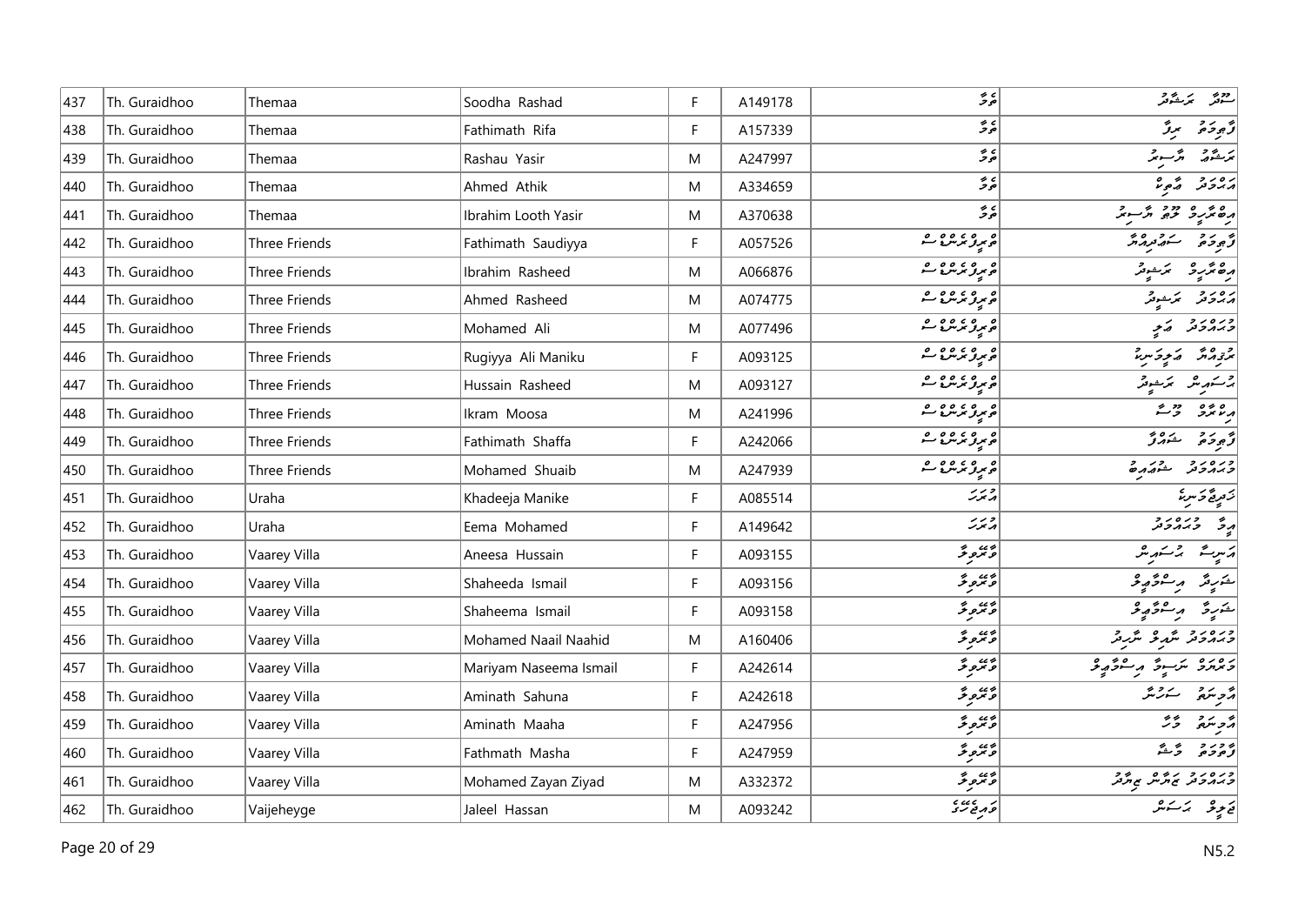| 437 | Th. Guraidhoo | Themaa | Soodha Rashad | F | A149178 | ޓެމާ | ސޫދާ ރަޝާދު |
|---|---|---|---|---|---|---|---|
| 438 | Th. Guraidhoo | Themaa | Fathimath Rifa | F | A157339 | ޓެމާ | ފާތިމަތު ރިފާ |
| 439 | Th. Guraidhoo | Themaa | Rashau Yasir | M | A247997 | ޓެމާ | ރަޝާއު ޔާސިރު |
| 440 | Th. Guraidhoo | Themaa | Ahmed Athik | M | A334659 | ޓެމާ | އަޙްމަދު އާތިކް |
| 441 | Th. Guraidhoo | Themaa | Ibrahim Looth Yasir | M | A370638 | ޓެމާ | އިބްރާހިމް ލޫތު ޔާސިރު |
| 442 | Th. Guraidhoo | Three Friends | Fathimath Saudiyya | F | A057526 | ތްރީފްރެންޑްސް | ފާތިމަތު ސައުދިއްޔާ |
| 443 | Th. Guraidhoo | Three Friends | Ibrahim Rasheed | M | A066876 | ތްރީފްރެންޑްސް | އިބްރާހިމް ރަޝީދު |
| 444 | Th. Guraidhoo | Three Friends | Ahmed Rasheed | M | A074775 | ތްރީފްރެންޑްސް | އަޙްމަދު ރަޝީދު |
| 445 | Th. Guraidhoo | Three Friends | Mohamed Ali | M | A077496 | ތްރީފްރެންޑްސް | މުޙައްމަދު އަލި |
| 446 | Th. Guraidhoo | Three Friends | Rugiyya Ali Maniku | F | A093125 | ތްރީފްރެންޑްސް | ރުގިއްޔާ އަލިމަނިކު |
| 447 | Th. Guraidhoo | Three Friends | Hussain Rasheed | M | A093127 | ތްރީފްރެންޑްސް | ޙުސައިން ރަޝީދު |
| 448 | Th. Guraidhoo | Three Friends | Ikram Moosa | M | A241996 | ތްރީފްރެންޑްސް | އިކްރާމް މޫސާ |
| 449 | Th. Guraidhoo | Three Friends | Fathimath Shaffa | F | A242066 | ތްރީފްރެންޑްސް | ފާތިމަތު ޝައްފާ |
| 450 | Th. Guraidhoo | Three Friends | Mohamed Shuaib | M | A247939 | ތްރީފްރެންޑްސް | މުޙައްމަދު ޝުޢައިބު |
| 451 | Th. Guraidhoo | Uraha | Khadeeja Manike | F | A085514 | އުރަހަ | ޚަދީޖާމަނިކެ |
| 452 | Th. Guraidhoo | Uraha | Eema Mohamed | F | A149642 | އުރަހަ | އީމާ މުޙައްމަދު |
| 453 | Th. Guraidhoo | Vaarey Villa | Aneesa Hussain | F | A093155 | ވާރޭވިލާ | އަނީސާ ޙުސައިން |
| 454 | Th. Guraidhoo | Vaarey Villa | Shaheeda Ismail | F | A093156 | ވާރޭވިލާ | ޝަހީދާ އިސްމާއީލް |
| 455 | Th. Guraidhoo | Vaarey Villa | Shaheema Ismail | F | A093158 | ވާރޭވިލާ | ޝަހީމާ އިސްމާއީލް |
| 456 | Th. Guraidhoo | Vaarey Villa | Mohamed Naail Naahid | M | A160406 | ވާރޭވިލާ | މުޙައްމަދު ނާއިލް ނާހިދު |
| 457 | Th. Guraidhoo | Vaarey Villa | Mariyam Naseema Ismail | F | A242614 | ވާރޭވިލާ | މަރިޔަމް ނަސީމާ އިސްމާއީލް |
| 458 | Th. Guraidhoo | Vaarey Villa | Aminath Sahuna | F | A242618 | ވާރޭވިލާ | އާމިނަތު ސަހުނާ |
| 459 | Th. Guraidhoo | Vaarey Villa | Aminath Maaha | F | A247956 | ވާރޭވިލާ | އާމިނަތު މާހާ |
| 460 | Th. Guraidhoo | Vaarey Villa | Fathmath Masha | F | A247959 | ވާރޭވިލާ | ފާތުމަތު މާޝާ |
| 461 | Th. Guraidhoo | Vaarey Villa | Mohamed Zayan Ziyad | M | A332372 | ވާރޭވިލާ | މުޙައްމަދު ޒަޔާން ޒިޔާދު |
| 462 | Th. Guraidhoo | Vaijeheyge | Jaleel Hassan | M | A093242 | ވައިޖެހޭގެ | ޖަލީލް ޙަސަން |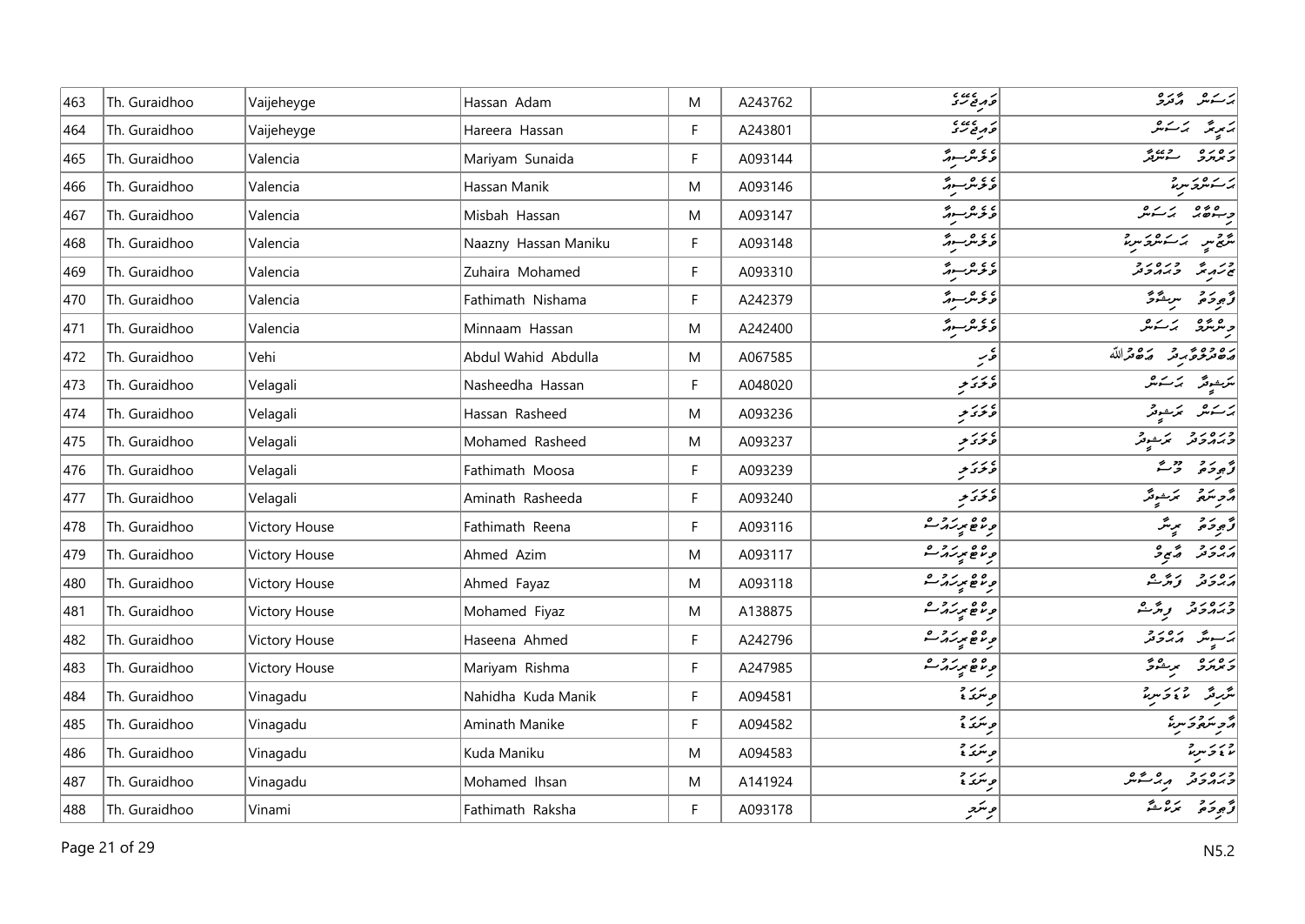| 463 | Th. Guraidhoo | Vaijeheyge | Hassan Adam | M | A243762 | ءَمِہِجِےءِ | بَرَسَن أَدَم |
|---|---|---|---|---|---|---|---|
| 464 | Th. Guraidhoo | Vaijeheyge | Hareera Hassan | F | A243801 | ءَمِہِجِےءِ | بَرِیرَ بَرَسَن |
| 465 | Th. Guraidhoo | Valencia | Mariyam Sunaida | F | A093144 | ءِءِنسِیَ | مَرِیَم سُنَیدَ |
| 466 | Th. Guraidhoo | Valencia | Hassan Manik | M | A093146 | ءِءِنسِیَ | بَرَسَنمَانِک |
| 467 | Th. Guraidhoo | Valencia | Misbah Hassan | M | A093147 | ءِءِنسِیَ | مِسبَاح بَرَسَن |
| 468 | Th. Guraidhoo | Valencia | Naazny Hassan Maniku | F | A093148 | ءِءِنسِیَ | نَازنِی بَرَسَنمَانِک |
| 469 | Th. Guraidhoo | Valencia | Zuhaira Mohamed | F | A093310 | ءِءِنسِیَ | زُهَیرَ مُحَمَّد |
| 470 | Th. Guraidhoo | Valencia | Fathimath Nishama | F | A242379 | ءِءِنسِیَ | فَاطِمَة نِشَامَ |
| 471 | Th. Guraidhoo | Valencia | Minnaam Hassan | M | A242400 | ءِءِنسِیَ | مِنَّام بَرَسَن |
| 472 | Th. Guraidhoo | Vehi | Abdul Wahid Abdulla | M | A067585 | ءِرِ | عَبدُالوَاحِد عَبدُاللہ |
| 473 | Th. Guraidhoo | Velagali | Nasheedha Hassan | F | A048020 | ءِءَءَمِ | نَشِیدَ بَرَسَن |
| 474 | Th. Guraidhoo | Velagali | Hassan Rasheed | M | A093236 | ءِءَءَمِ | بَرَسَن رَشِید |
| 475 | Th. Guraidhoo | Velagali | Mohamed Rasheed | M | A093237 | ءِءَءَمِ | مُحَمَّد رَشِید |
| 476 | Th. Guraidhoo | Velagali | Fathimath Moosa | F | A093239 | ءِءَءَمِ | فَاطِمَة مُوسَی |
| 477 | Th. Guraidhoo | Velagali | Aminath Rasheeda | F | A093240 | ءِءَءَمِ | أَمِنَة رَشِیدَ |
| 478 | Th. Guraidhoo | Victory House | Fathimath Reena | F | A093116 | وِکٹرِیہَوس | فَاطِمَة رِینَا |
| 479 | Th. Guraidhoo | Victory House | Ahmed Azim | M | A093117 | وِکٹرِیہَوس | أَحمَد عَاصِم |
| 480 | Th. Guraidhoo | Victory House | Ahmed Fayaz | M | A093118 | وِکٹرِیہَوس | أَحمَد فَیَاض |
| 481 | Th. Guraidhoo | Victory House | Mohamed Fiyaz | M | A138875 | وِکٹرِیہَوس | مُحَمَّد فِیَاض |
| 482 | Th. Guraidhoo | Victory House | Haseena Ahmed | F | A242796 | وِکٹرِیہَوس | حَسِینَا أَحمَد |
| 483 | Th. Guraidhoo | Victory House | Mariyam Rishma | F | A247985 | وِکٹرِیہَوس | مَرِیَم رِشمَا |
| 484 | Th. Guraidhoo | Vinagadu | Nahidha Kuda Manik | F | A094581 | وِنَگَدُ | نَاهِدَ کُدَمَانِک |
| 485 | Th. Guraidhoo | Vinagadu | Aminath Manike | F | A094582 | وِنَگَدُ | أَمِنَةمَانِکے |
| 486 | Th. Guraidhoo | Vinagadu | Kuda Maniku | M | A094583 | وِنَگَدُ | کُدَمَانِک |
| 487 | Th. Guraidhoo | Vinagadu | Mohamed Ihsan | M | A141924 | وِنَگَدُ | مُحَمَّد إِحسَان |
| 488 | Th. Guraidhoo | Vinami | Fathimath Raksha | F | A093178 | وِنَمِ | فَاطِمَة رَکشَا |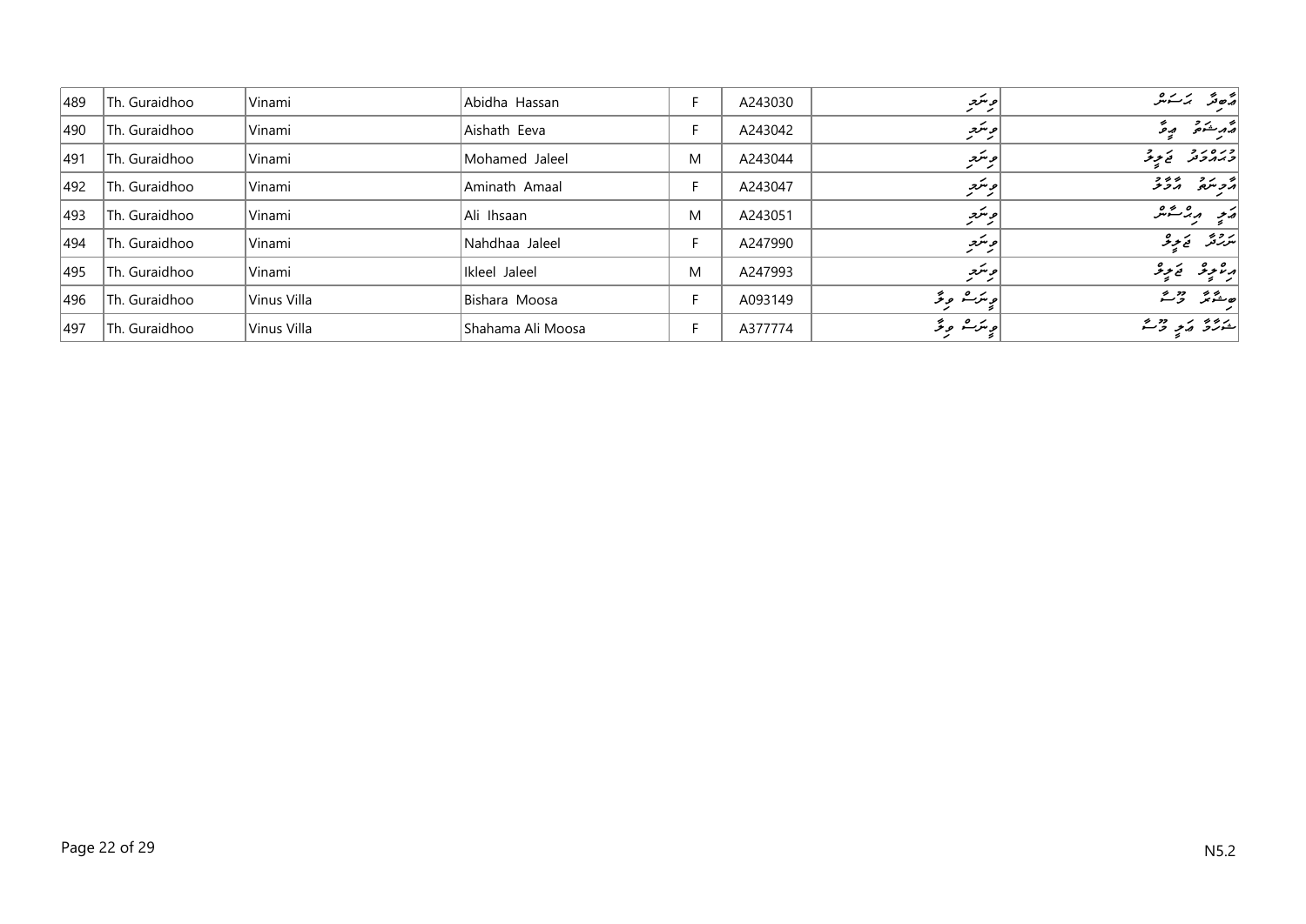| 489 | Th. Guraidhoo | Vinami | Abidha Hassan | F | A243030 | ވިނަމި | އާބިދާ ހަސަން |
|---|---|---|---|---|---|---|---|
| 490 | Th. Guraidhoo | Vinami | Aishath Eeva | F | A243042 | ވިނަމި | އައިޝަތު އީވާ |
| 491 | Th. Guraidhoo | Vinami | Mohamed Jaleel | M | A243044 | ވިނަމި | މުހައްމަދު ޖަލީލް |
| 492 | Th. Guraidhoo | Vinami | Aminath Amaal | F | A243047 | ވިނަމި | އާމިނަތު އަމާލް |
| 493 | Th. Guraidhoo | Vinami | Ali Ihsaan | M | A243051 | ވިނަމި | އަލި އިހްސާން |
| 494 | Th. Guraidhoo | Vinami | Nahdhaa Jaleel | F | A247990 | ވިނަމި | ނަހްދާ ޖަލީލް |
| 495 | Th. Guraidhoo | Vinami | Ikleel Jaleel | M | A247993 | ވިނަމި | އިކުލީލް ޖަލީލް |
| 496 | Th. Guraidhoo | Vinus Villa | Bishara Moosa | F | A093149 | ވިނަސް ވިލާ | ބިޝާރާ މޫސާ |
| 497 | Th. Guraidhoo | Vinus Villa | Shahama Ali Moosa | F | A377774 | ވިނަސް ވިލާ | ޝަހާމާ އަލި މޫސާ |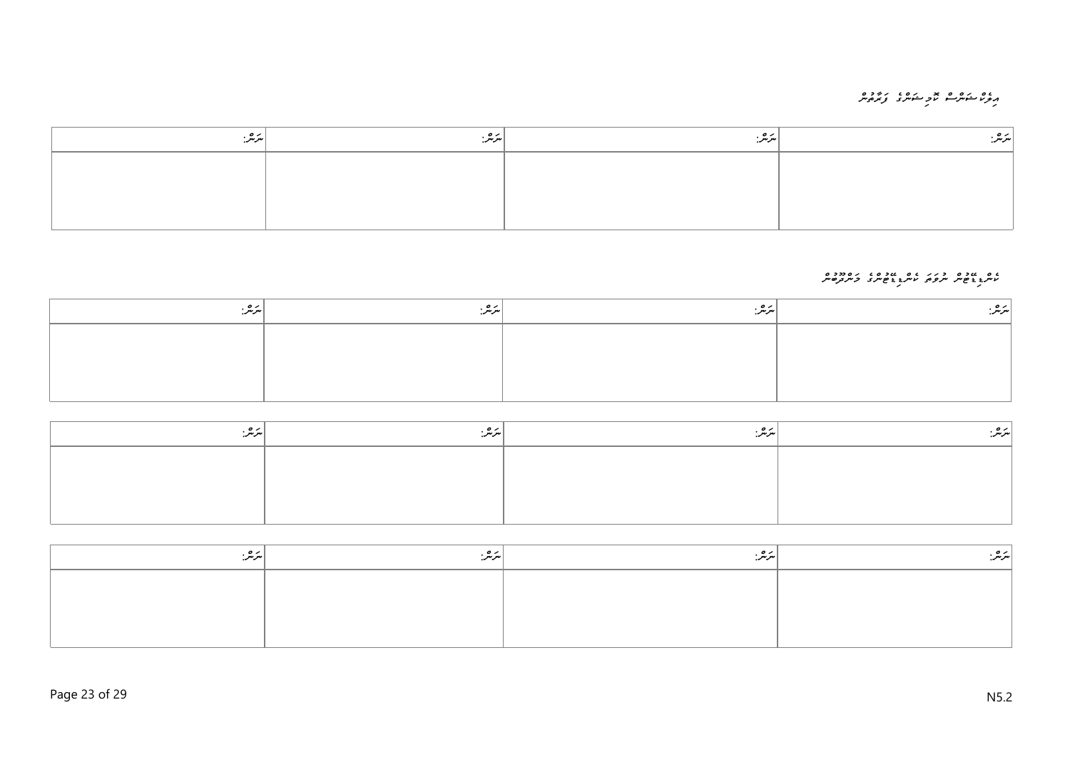# ދިވެހި ބަސް ގަވާއިދު: ޚުލާސާ

| ނަންބަރު: | ނަންބަރު: | ނަންބަރު: | ނަންބަރު: |
|---|---|---|---|
| | | | |

# ކަންކުރާ މީހާ ކުރާ ކަމުގެ ތަފްސީލް

| ނަންބަރު: | ނަންބަރު: | ނަންބަރު: | ނަންބަރު: |
|---|---|---|---|
| | | | |

| ނަންބަރު: | ނަންބަރު: | ނަންބަރު: | ނަންބަރު: |
|---|---|---|---|
| | | | |

| ނަންބަރު: | ނަންބަރު: | ނަންބަރު: | ނަންބަރު: |
|---|---|---|---|
| | | | |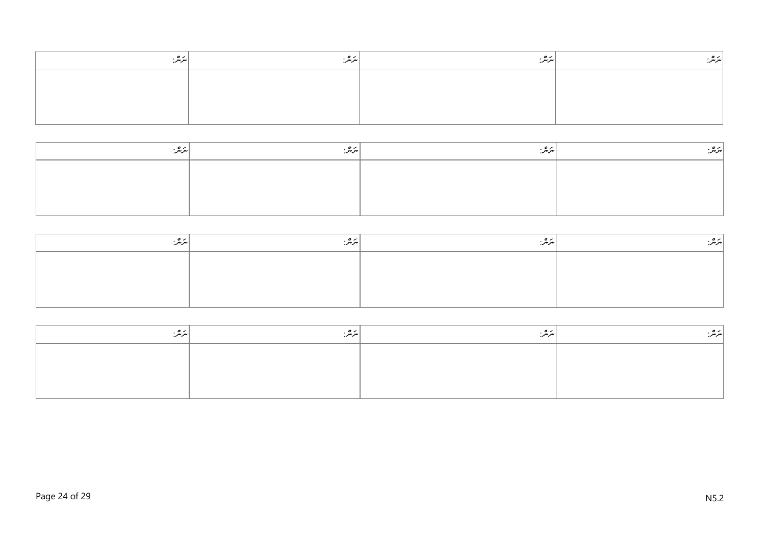| ނަންބަރު: | ނަންބަރު: | ނަންބަރު: | ނަންބަރު: |
|---|---|---|---|
| | | | |

| ނަންބަރު: | ނަންބަރު: | ނަންބަރު: | ނަންބަރު: |
|---|---|---|---|
| | | | |

| ނަންބަރު: | ނަންބަރު: | ނަންބަރު: | ނަންބަރު: |
|---|---|---|---|
| | | | |

| ނަންބަރު: | ނަންބަރު: | ނަންބަރު: | ނަންބަރު: |
|---|---|---|---|
| | | | |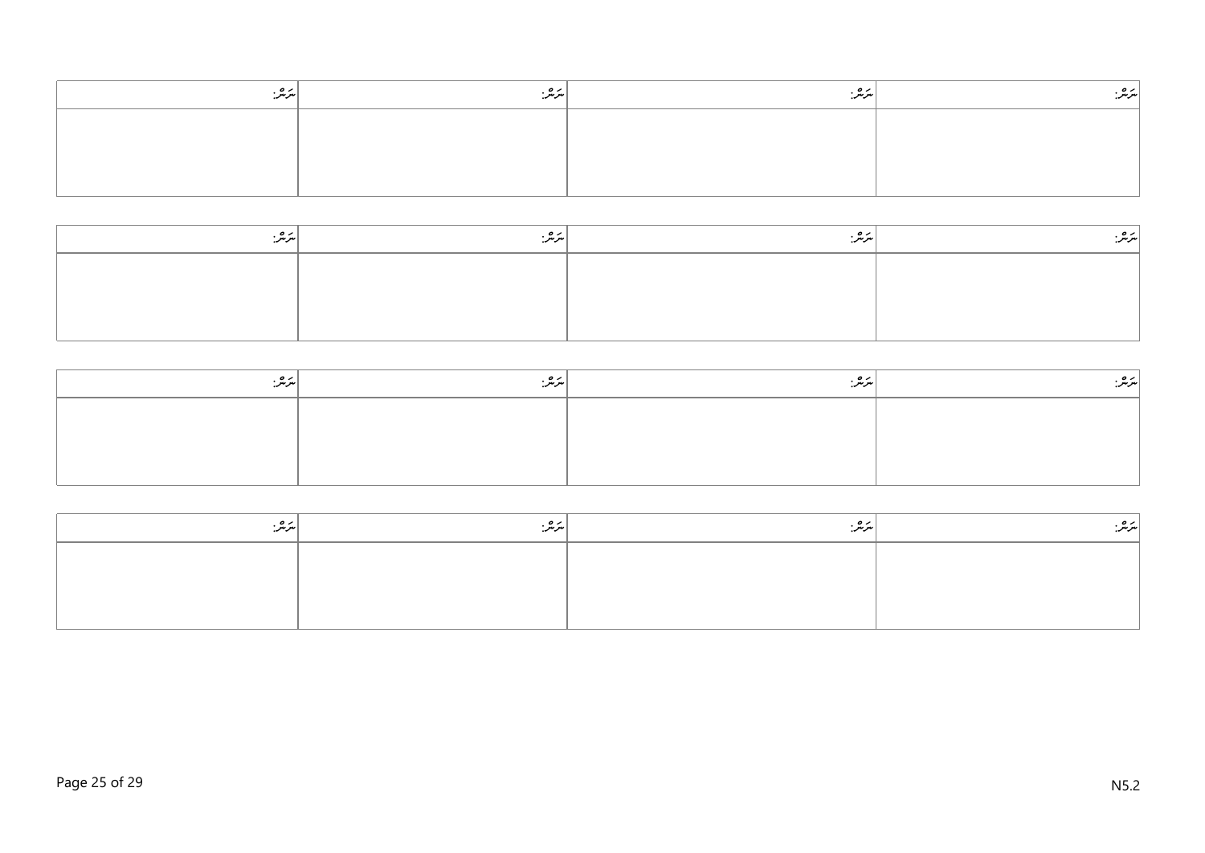| ނަރަށް: | ނަރަށް: | ނަރަށް: | ނަރަށް: |
| --- | --- | --- | --- |
| | | | |

| ނަރަށް: | ނަރަށް: | ނަރަށް: | ނަރަށް: |
| --- | --- | --- | --- |
| | | | |

| ނަރަށް: | ނަރަށް: | ނަރަށް: | ނަރަށް: |
| --- | --- | --- | --- |
| | | | |

| ނަރަށް: | ނަރަށް: | ނަރަށް: | ނަރަށް: |
| --- | --- | --- | --- |
| | | | |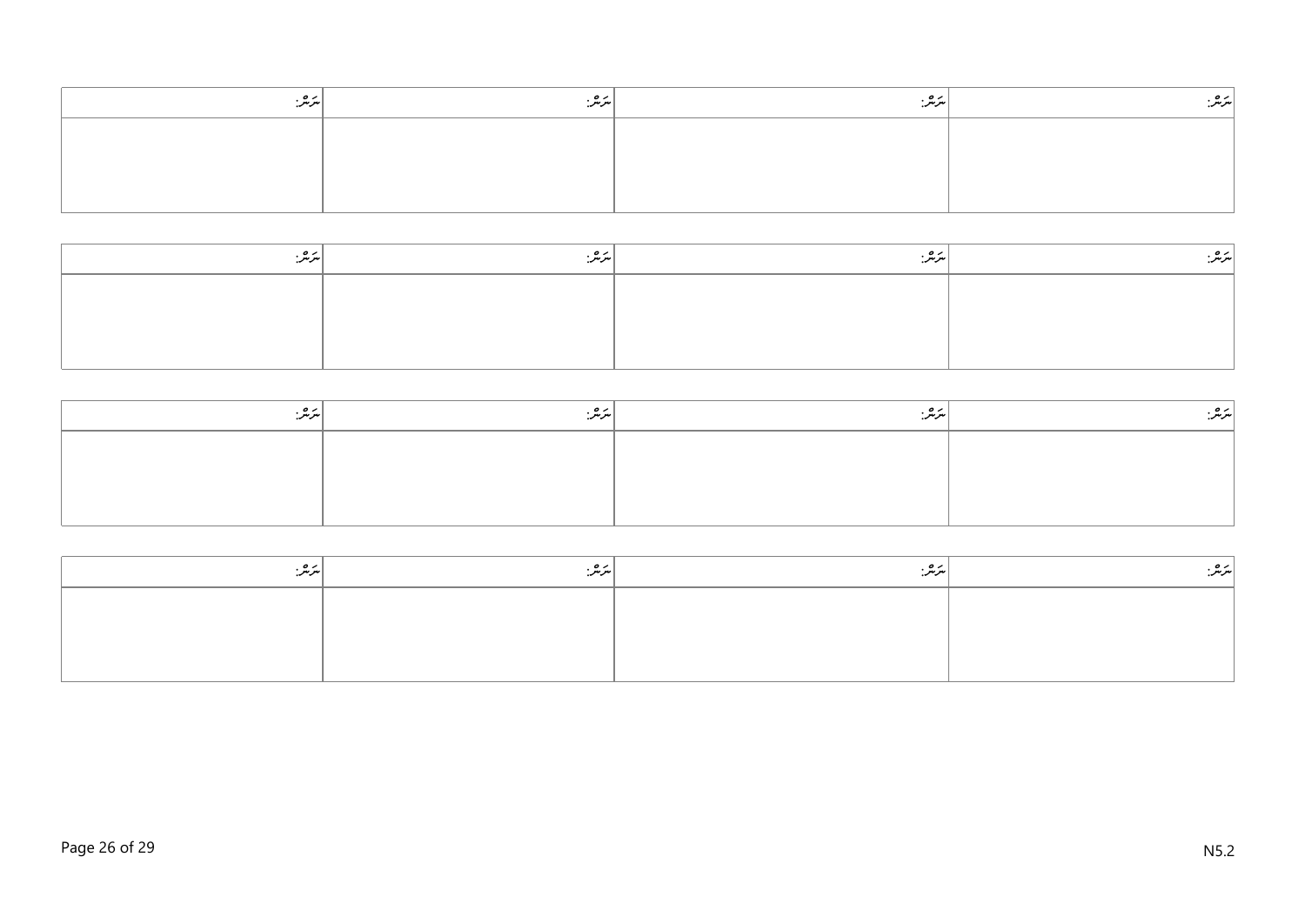| ނަރުދ: | ނަރުދ: | ނަރުދ: | ނަރުދ: |
| --- | --- | --- | --- |
| | | | |

| ނަރުދ: | ނަރުދ: | ނަރުދ: | ނަރުދ: |
| --- | --- | --- | --- |
| | | | |

| ނަރުދ: | ނަރުދ: | ނަރުދ: | ނަރުދ: |
| --- | --- | --- | --- |
| | | | |

| ނަރުދ: | ނަރުދ: | ނަރުދ: | ނަރުދ: |
| --- | --- | --- | --- |
| | | | |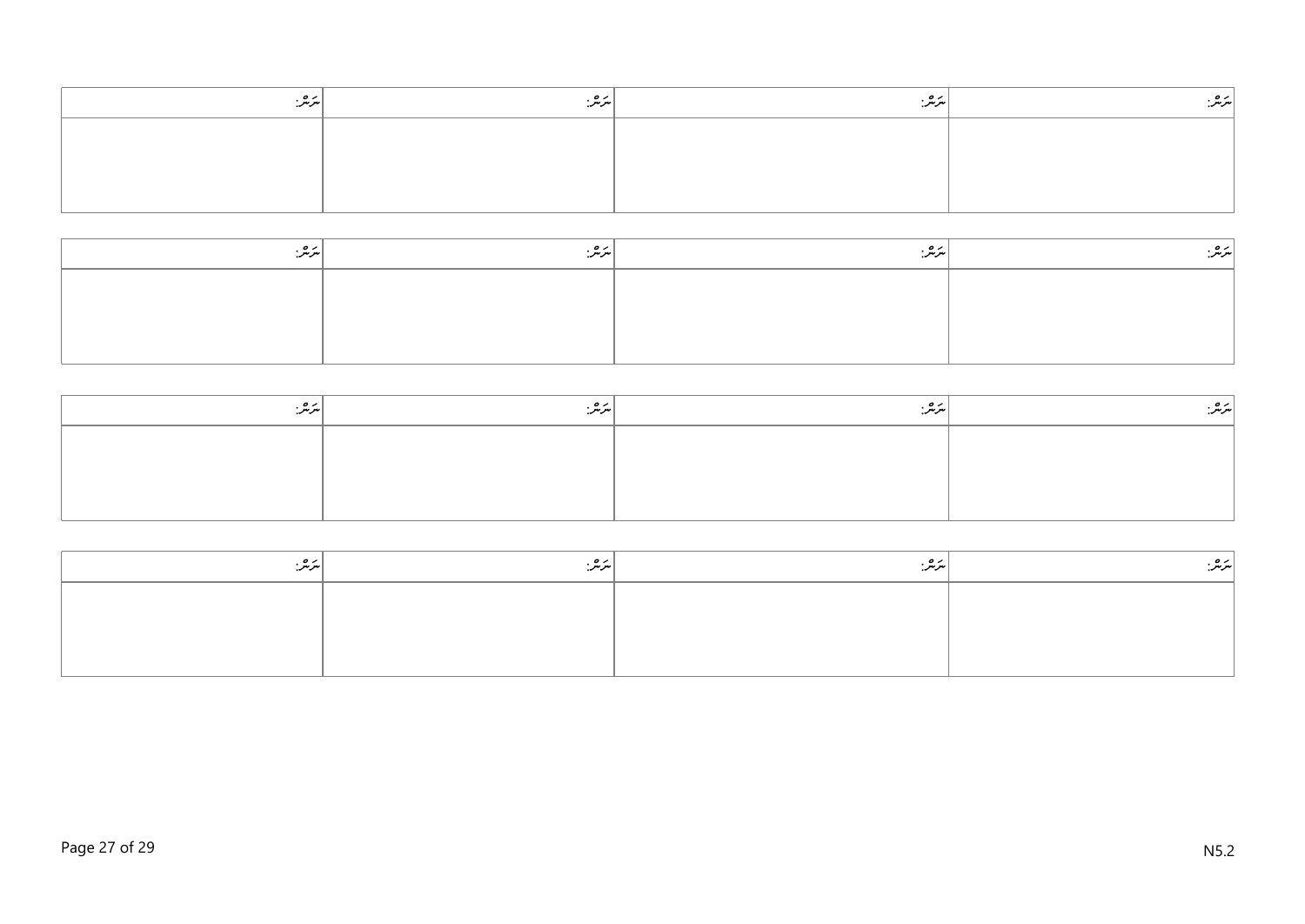| نަރުދ: | نަރުދ: | نަރުދ: | نަރުދ: |
| --- | --- | --- | --- |
| | | | |

| نަރުދ: | نަރުދ: | نަރުދ: | نަރުދ: |
| --- | --- | --- | --- |
| | | | |

| نަރުދ: | نަރުދ: | نަރުދ: | نަރުދ: |
| --- | --- | --- | --- |
| | | | |

| نަރުދ: | نަރުދ: | نަރުދ: | نަރުދ: |
| --- | --- | --- | --- |
| | | | |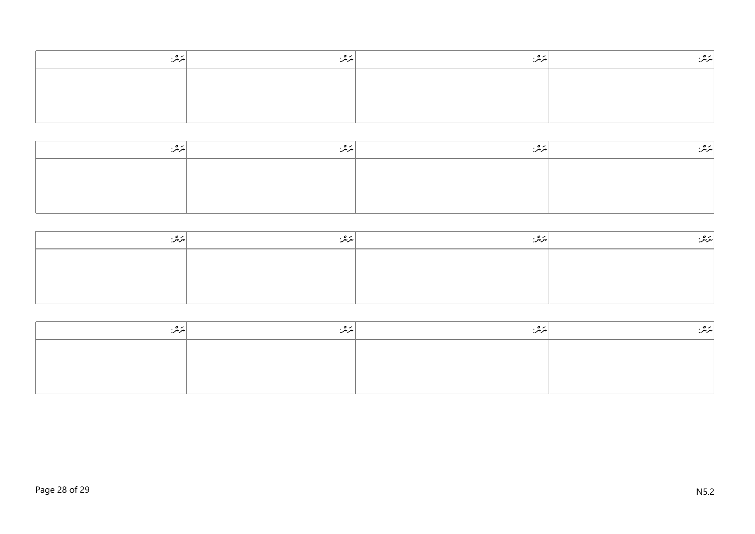| ނަރެށް: | ނަރެށް: | ނަރެށް: | ނަރެށް: |
| --- | --- | --- | --- |
| | | | |

| ނަރެށް: | ނަރެށް: | ނަރެށް: | ނަރެށް: |
| --- | --- | --- | --- |
| | | | |

| ނަރެށް: | ނަރެށް: | ނަރެށް: | ނަރެށް: |
| --- | --- | --- | --- |
| | | | |

| ނަރެށް: | ނަރެށް: | ނަރެށް: | ނަރެށް: |
| --- | --- | --- | --- |
| | | | |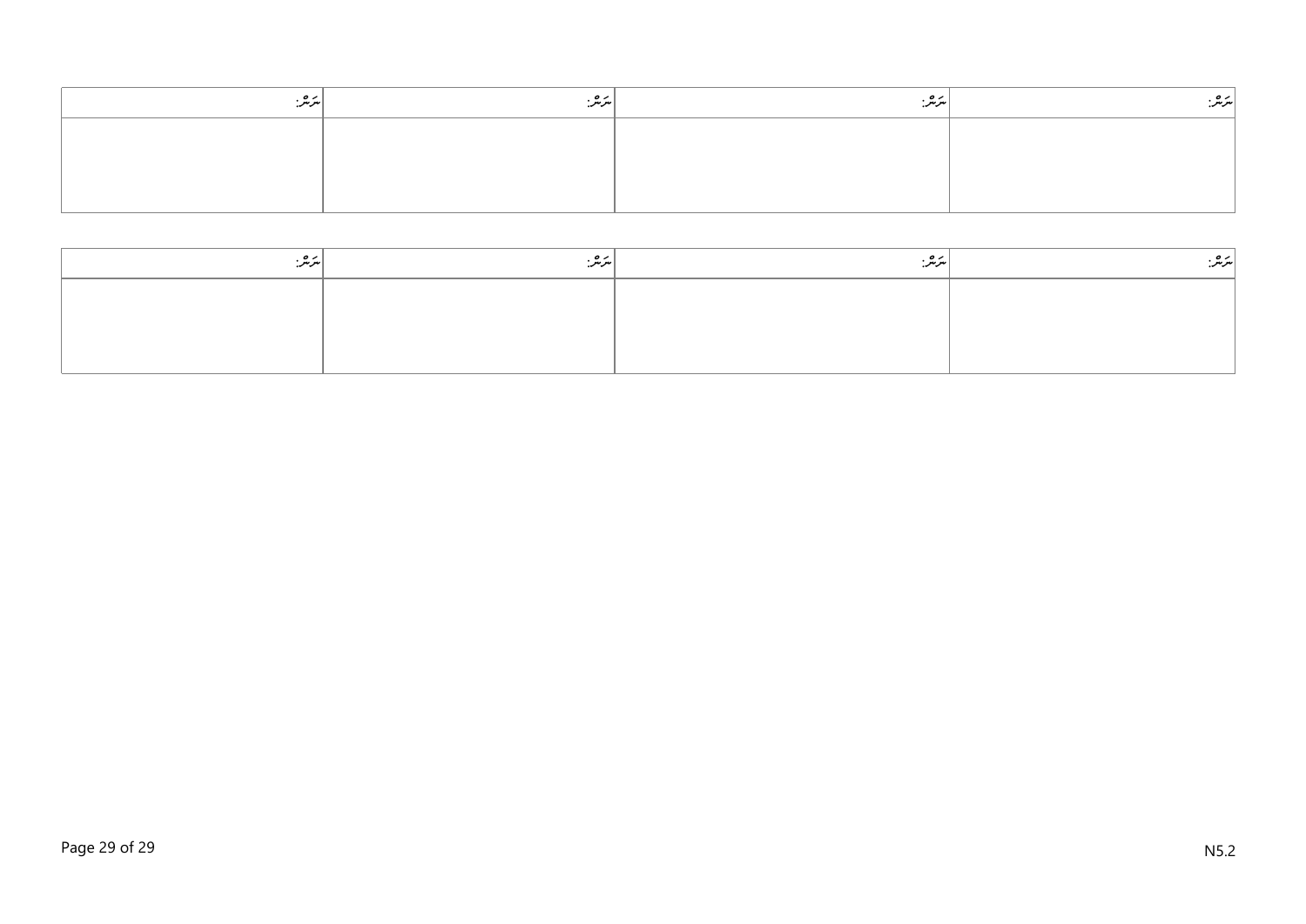| ނަންބަރު: | ނަންބަރު: | ނަންބަރު: | ނަންބަރު: |
|---|---|---|---|
| | | | |

| ނަންބަރު: | ނަންބަރު: | ނަންބަރު: | ނަންބަރު: |
|---|---|---|---|
| | | | |